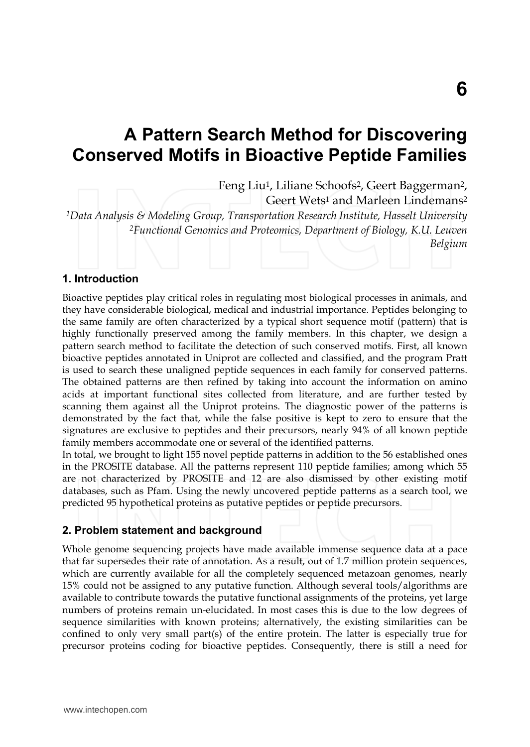# A Pattern Search Method for Discovering Conserved Motifs in Bioactive Peptide Families

Feng Liu[1], Liliane Schoofs[2], Geert Baggerman[2], Geert Wets[1] and Marleen Lindemans[2]

*[1]Data Analysis & Modeling Group, Transportation Research Institute, Hasselt University*
*[2]Functional Genomics and Proteomics, Department of Biology, K.U. Leuven*
*Belgium*

## 1. Introduction

Bioactive peptides play critical roles in regulating most biological processes in animals, and they have considerable biological, medical and industrial importance. Peptides belonging to the same family are often characterized by a typical short sequence motif (pattern) that is highly functionally preserved among the family members. In this chapter, we design a pattern search method to facilitate the detection of such conserved motifs. First, all known bioactive peptides annotated in Uniprot are collected and classified, and the program Pratt is used to search these unaligned peptide sequences in each family for conserved patterns. The obtained patterns are then refined by taking into account the information on amino acids at important functional sites collected from literature, and are further tested by scanning them against all the Uniprot proteins. The diagnostic power of the patterns is demonstrated by the fact that, while the false positive is kept to zero to ensure that the signatures are exclusive to peptides and their precursors, nearly 94% of all known peptide family members accommodate one or several of the identified patterns.

In total, we brought to light 155 novel peptide patterns in addition to the 56 established ones in the PROSITE database. All the patterns represent 110 peptide families; among which 55 are not characterized by PROSITE and 12 are also dismissed by other existing motif databases, such as Pfam. Using the newly uncovered peptide patterns as a search tool, we predicted 95 hypothetical proteins as putative peptides or peptide precursors.

## 2. Problem statement and background

Whole genome sequencing projects have made available immense sequence data at a pace that far supersedes their rate of annotation. As a result, out of 1.7 million protein sequences, which are currently available for all the completely sequenced metazoan genomes, nearly 15% could not be assigned to any putative function. Although several tools/algorithms are available to contribute towards the putative functional assignments of the proteins, yet large numbers of proteins remain un-elucidated. In most cases this is due to the low degrees of sequence similarities with known proteins; alternatively, the existing similarities can be confined to only very small part(s) of the entire protein. The latter is especially true for precursor proteins coding for bioactive peptides. Consequently, there is still a need for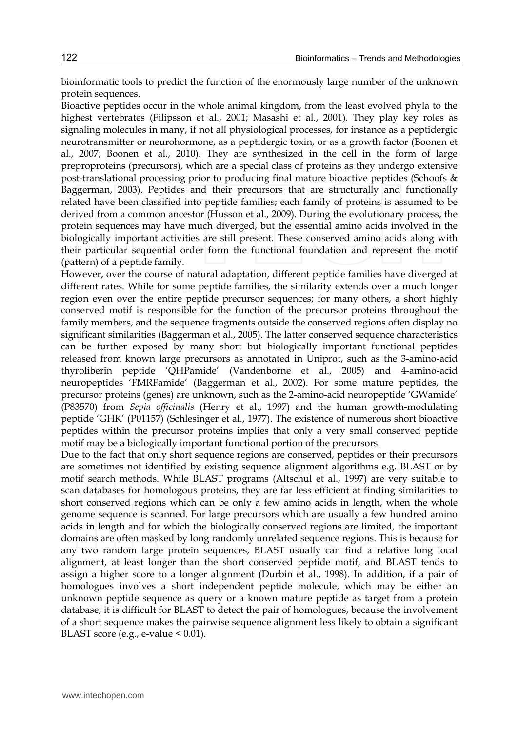bioinformatic tools to predict the function of the enormously large number of the unknown protein sequences.

Bioactive peptides occur in the whole animal kingdom, from the least evolved phyla to the highest vertebrates (Filipsson et al., 2001; Masashi et al., 2001). They play key roles as signaling molecules in many, if not all physiological processes, for instance as a peptidergic neurotransmitter or neurohormone, as a peptidergic toxin, or as a growth factor (Boonen et al., 2007; Boonen et al., 2010). They are synthesized in the cell in the form of large preproproteins (precursors), which are a special class of proteins as they undergo extensive post-translational processing prior to producing final mature bioactive peptides (Schoofs & Baggerman, 2003). Peptides and their precursors that are structurally and functionally related have been classified into peptide families; each family of proteins is assumed to be derived from a common ancestor (Husson et al., 2009). During the evolutionary process, the protein sequences may have much diverged, but the essential amino acids involved in the biologically important activities are still present. These conserved amino acids along with their particular sequential order form the functional foundation and represent the motif (pattern) of a peptide family.

However, over the course of natural adaptation, different peptide families have diverged at different rates. While for some peptide families, the similarity extends over a much longer region even over the entire peptide precursor sequences; for many others, a short highly conserved motif is responsible for the function of the precursor proteins throughout the family members, and the sequence fragments outside the conserved regions often display no significant similarities (Baggerman et al., 2005). The latter conserved sequence characteristics can be further exposed by many short but biologically important functional peptides released from known large precursors as annotated in Uniprot, such as the 3-amino-acid thyroliberin peptide 'QHPamide' (Vandenborne et al., 2005) and 4-amino-acid neuropeptides 'FMRFamide' (Baggerman et al., 2002). For some mature peptides, the precursor proteins (genes) are unknown, such as the 2-amino-acid neuropeptide 'GWamide' (P83570) from *Sepia officinalis* (Henry et al., 1997) and the human growth-modulating peptide 'GHK' (P01157) (Schlesinger et al., 1977). The existence of numerous short bioactive peptides within the precursor proteins implies that only a very small conserved peptide motif may be a biologically important functional portion of the precursors.

Due to the fact that only short sequence regions are conserved, peptides or their precursors are sometimes not identified by existing sequence alignment algorithms e.g. BLAST or by motif search methods. While BLAST programs (Altschul et al., 1997) are very suitable to scan databases for homologous proteins, they are far less efficient at finding similarities to short conserved regions which can be only a few amino acids in length, when the whole genome sequence is scanned. For large precursors which are usually a few hundred amino acids in length and for which the biologically conserved regions are limited, the important domains are often masked by long randomly unrelated sequence regions. This is because for any two random large protein sequences, BLAST usually can find a relative long local alignment, at least longer than the short conserved peptide motif, and BLAST tends to assign a higher score to a longer alignment (Durbin et al., 1998). In addition, if a pair of homologues involves a short independent peptide molecule, which may be either an unknown peptide sequence as query or a known mature peptide as target from a protein database, it is difficult for BLAST to detect the pair of homologues, because the involvement of a short sequence makes the pairwise sequence alignment less likely to obtain a significant BLAST score (e.g., e-value $< 0.01$).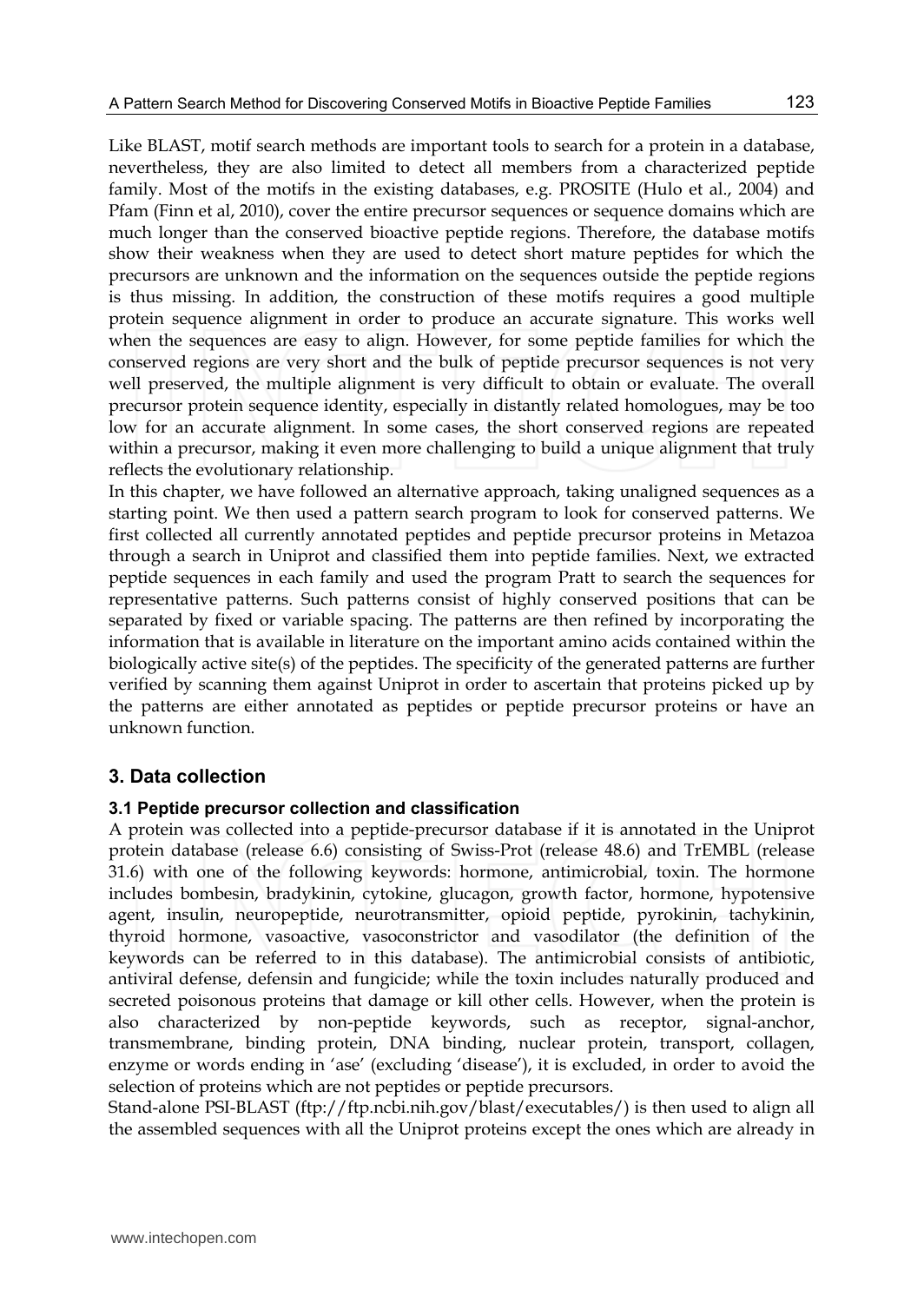Like BLAST, motif search methods are important tools to search for a protein in a database, nevertheless, they are also limited to detect all members from a characterized peptide family. Most of the motifs in the existing databases, e.g. PROSITE (Hulo et al., 2004) and Pfam (Finn et al, 2010), cover the entire precursor sequences or sequence domains which are much longer than the conserved bioactive peptide regions. Therefore, the database motifs show their weakness when they are used to detect short mature peptides for which the precursors are unknown and the information on the sequences outside the peptide regions is thus missing. In addition, the construction of these motifs requires a good multiple protein sequence alignment in order to produce an accurate signature. This works well when the sequences are easy to align. However, for some peptide families for which the conserved regions are very short and the bulk of peptide precursor sequences is not very well preserved, the multiple alignment is very difficult to obtain or evaluate. The overall precursor protein sequence identity, especially in distantly related homologues, may be too low for an accurate alignment. In some cases, the short conserved regions are repeated within a precursor, making it even more challenging to build a unique alignment that truly reflects the evolutionary relationship.

In this chapter, we have followed an alternative approach, taking unaligned sequences as a starting point. We then used a pattern search program to look for conserved patterns. We first collected all currently annotated peptides and peptide precursor proteins in Metazoa through a search in Uniprot and classified them into peptide families. Next, we extracted peptide sequences in each family and used the program Pratt to search the sequences for representative patterns. Such patterns consist of highly conserved positions that can be separated by fixed or variable spacing. The patterns are then refined by incorporating the information that is available in literature on the important amino acids contained within the biologically active site(s) of the peptides. The specificity of the generated patterns are further verified by scanning them against Uniprot in order to ascertain that proteins picked up by the patterns are either annotated as peptides or peptide precursor proteins or have an unknown function.

## 3. Data collection

### 3.1 Peptide precursor collection and classification

A protein was collected into a peptide-precursor database if it is annotated in the Uniprot protein database (release 6.6) consisting of Swiss-Prot (release 48.6) and TrEMBL (release 31.6) with one of the following keywords: hormone, antimicrobial, toxin. The hormone includes bombesin, bradykinin, cytokine, glucagon, growth factor, hormone, hypotensive agent, insulin, neuropeptide, neurotransmitter, opioid peptide, pyrokinin, tachykinin, thyroid hormone, vasoactive, vasoconstrictor and vasodilator (the definition of the keywords can be referred to in this database). The antimicrobial consists of antibiotic, antiviral defense, defensin and fungicide; while the toxin includes naturally produced and secreted poisonous proteins that damage or kill other cells. However, when the protein is also characterized by non-peptide keywords, such as receptor, signal-anchor, transmembrane, binding protein, DNA binding, nuclear protein, transport, collagen, enzyme or words ending in 'ase' (excluding 'disease'), it is excluded, in order to avoid the selection of proteins which are not peptides or peptide precursors.

Stand-alone PSI-BLAST (ftp://ftp.ncbi.nih.gov/blast/executables/) is then used to align all the assembled sequences with all the Uniprot proteins except the ones which are already in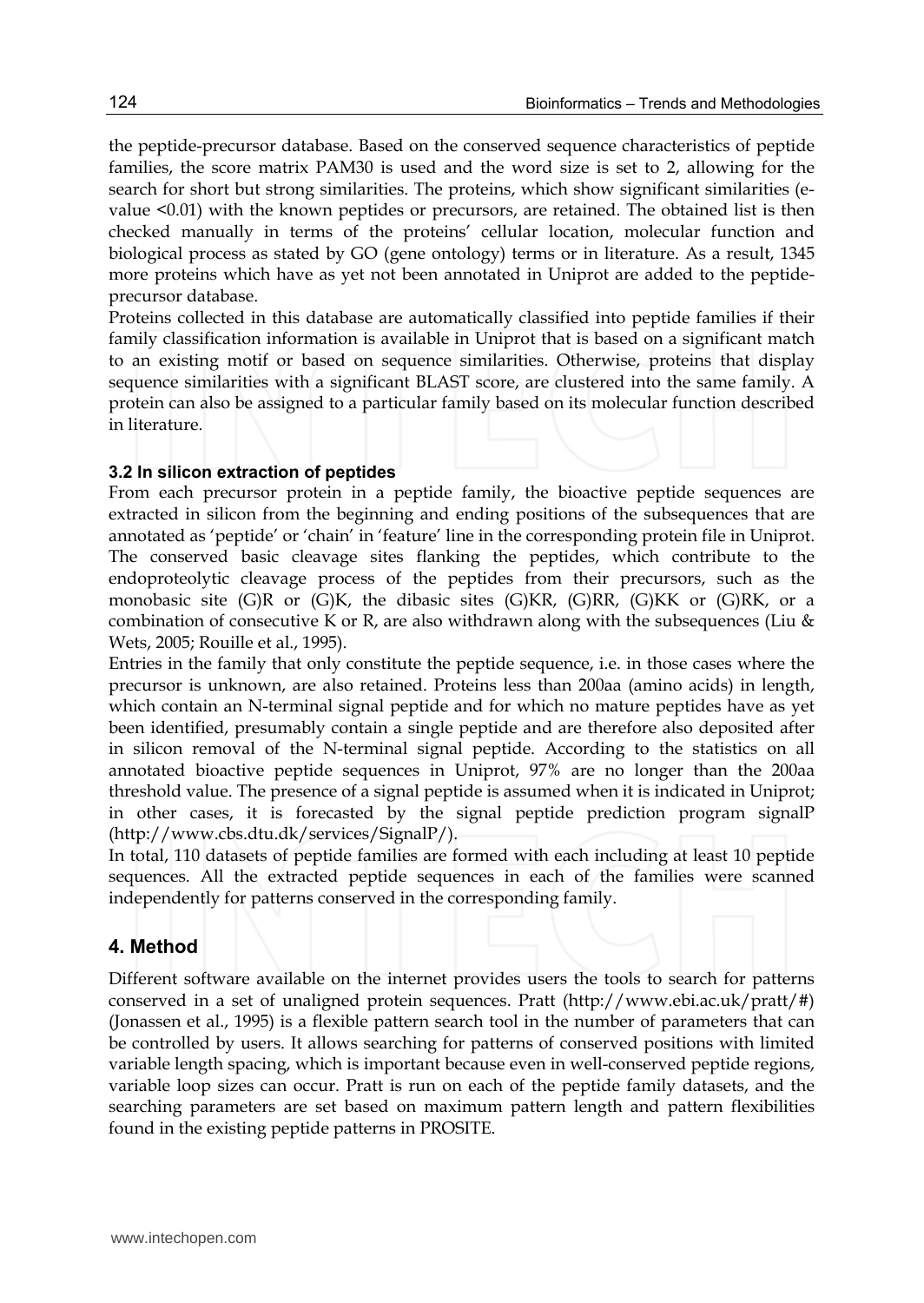the peptide-precursor database. Based on the conserved sequence characteristics of peptide families, the score matrix PAM30 is used and the word size is set to 2, allowing for the search for short but strong similarities. The proteins, which show significant similarities (e-value <0.01) with the known peptides or precursors, are retained. The obtained list is then checked manually in terms of the proteins' cellular location, molecular function and biological process as stated by GO (gene ontology) terms or in literature. As a result, 1345 more proteins which have as yet not been annotated in Uniprot are added to the peptide-precursor database.

Proteins collected in this database are automatically classified into peptide families if their family classification information is available in Uniprot that is based on a significant match to an existing motif or based on sequence similarities. Otherwise, proteins that display sequence similarities with a significant BLAST score, are clustered into the same family. A protein can also be assigned to a particular family based on its molecular function described in literature.

### 3.2 In silicon extraction of peptides

From each precursor protein in a peptide family, the bioactive peptide sequences are extracted in silicon from the beginning and ending positions of the subsequences that are annotated as 'peptide' or 'chain' in 'feature' line in the corresponding protein file in Uniprot. The conserved basic cleavage sites flanking the peptides, which contribute to the endoproteolytic cleavage process of the peptides from their precursors, such as the monobasic site (G)R or (G)K, the dibasic sites (G)KR, (G)RR, (G)KK or (G)RK, or a combination of consecutive K or R, are also withdrawn along with the subsequences (Liu & Wets, 2005; Rouille et al., 1995).

Entries in the family that only constitute the peptide sequence, i.e. in those cases where the precursor is unknown, are also retained. Proteins less than 200aa (amino acids) in length, which contain an N-terminal signal peptide and for which no mature peptides have as yet been identified, presumably contain a single peptide and are therefore also deposited after in silicon removal of the N-terminal signal peptide. According to the statistics on all annotated bioactive peptide sequences in Uniprot, 97% are no longer than the 200aa threshold value. The presence of a signal peptide is assumed when it is indicated in Uniprot; in other cases, it is forecasted by the signal peptide prediction program signalP (http://www.cbs.dtu.dk/services/SignalP/).

In total, 110 datasets of peptide families are formed with each including at least 10 peptide sequences. All the extracted peptide sequences in each of the families were scanned independently for patterns conserved in the corresponding family.

## 4. Method

Different software available on the internet provides users the tools to search for patterns conserved in a set of unaligned protein sequences. Pratt (http://www.ebi.ac.uk/pratt/#) (Jonassen et al., 1995) is a flexible pattern search tool in the number of parameters that can be controlled by users. It allows searching for patterns of conserved positions with limited variable length spacing, which is important because even in well-conserved peptide regions, variable loop sizes can occur. Pratt is run on each of the peptide family datasets, and the searching parameters are set based on maximum pattern length and pattern flexibilities found in the existing peptide patterns in PROSITE.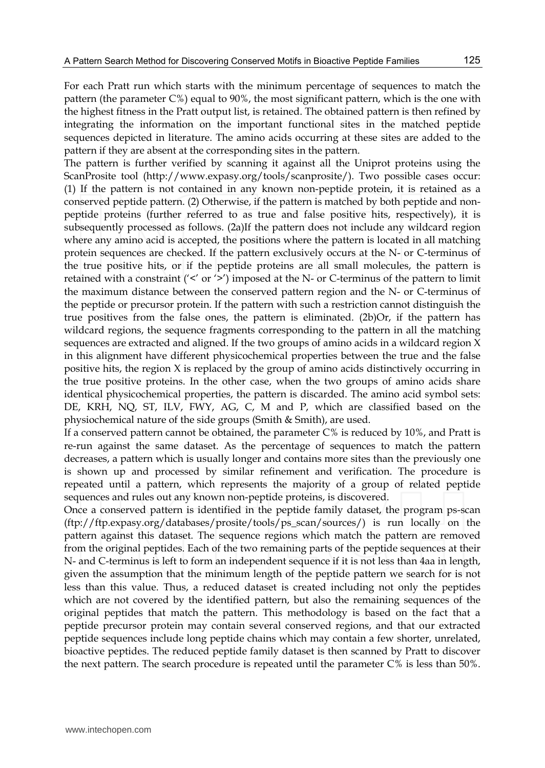For each Pratt run which starts with the minimum percentage of sequences to match the pattern (the parameter C%) equal to 90%, the most significant pattern, which is the one with the highest fitness in the Pratt output list, is retained. The obtained pattern is then refined by integrating the information on the important functional sites in the matched peptide sequences depicted in literature. The amino acids occurring at these sites are added to the pattern if they are absent at the corresponding sites in the pattern.

The pattern is further verified by scanning it against all the Uniprot proteins using the ScanProsite tool (http://www.expasy.org/tools/scanprosite/). Two possible cases occur: (1) If the pattern is not contained in any known non-peptide protein, it is retained as a conserved peptide pattern. (2) Otherwise, if the pattern is matched by both peptide and non-peptide proteins (further referred to as true and false positive hits, respectively), it is subsequently processed as follows. (2a)If the pattern does not include any wildcard region where any amino acid is accepted, the positions where the pattern is located in all matching protein sequences are checked. If the pattern exclusively occurs at the N- or C-terminus of the true positive hits, or if the peptide proteins are all small molecules, the pattern is retained with a constraint ('<' or '>') imposed at the N- or C-terminus of the pattern to limit the maximum distance between the conserved pattern region and the N- or C-terminus of the peptide or precursor protein. If the pattern with such a restriction cannot distinguish the true positives from the false ones, the pattern is eliminated. (2b)Or, if the pattern has wildcard regions, the sequence fragments corresponding to the pattern in all the matching sequences are extracted and aligned. If the two groups of amino acids in a wildcard region X in this alignment have different physicochemical properties between the true and the false positive hits, the region X is replaced by the group of amino acids distinctively occurring in the true positive proteins. In the other case, when the two groups of amino acids share identical physicochemical properties, the pattern is discarded. The amino acid symbol sets: DE, KRH, NQ, ST, ILV, FWY, AG, C, M and P, which are classified based on the physiochemical nature of the side groups (Smith & Smith), are used.

If a conserved pattern cannot be obtained, the parameter C% is reduced by 10%, and Pratt is re-run against the same dataset. As the percentage of sequences to match the pattern decreases, a pattern which is usually longer and contains more sites than the previously one is shown up and processed by similar refinement and verification. The procedure is repeated until a pattern, which represents the majority of a group of related peptide sequences and rules out any known non-peptide proteins, is discovered.

Once a conserved pattern is identified in the peptide family dataset, the program ps-scan (ftp://ftp.expasy.org/databases/prosite/tools/ps_scan/sources/) is run locally on the pattern against this dataset. The sequence regions which match the pattern are removed from the original peptides. Each of the two remaining parts of the peptide sequences at their N- and C-terminus is left to form an independent sequence if it is not less than 4aa in length, given the assumption that the minimum length of the peptide pattern we search for is not less than this value. Thus, a reduced dataset is created including not only the peptides which are not covered by the identified pattern, but also the remaining sequences of the original peptides that match the pattern. This methodology is based on the fact that a peptide precursor protein may contain several conserved regions, and that our extracted peptide sequences include long peptide chains which may contain a few shorter, unrelated, bioactive peptides. The reduced peptide family dataset is then scanned by Pratt to discover the next pattern. The search procedure is repeated until the parameter C% is less than 50%.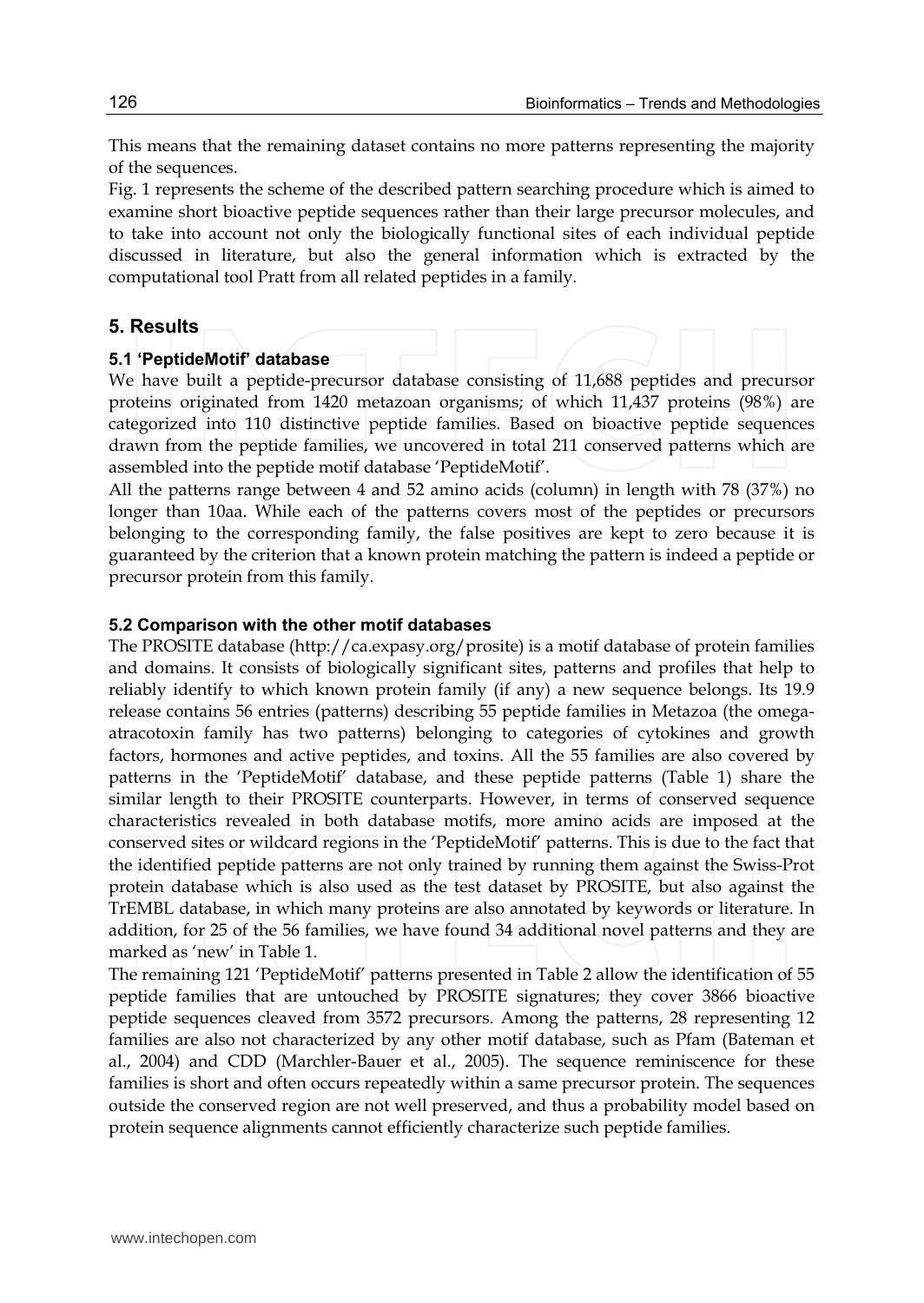This means that the remaining dataset contains no more patterns representing the majority of the sequences.

Fig. 1 represents the scheme of the described pattern searching procedure which is aimed to examine short bioactive peptide sequences rather than their large precursor molecules, and to take into account not only the biologically functional sites of each individual peptide discussed in literature, but also the general information which is extracted by the computational tool Pratt from all related peptides in a family.

## 5. Results

### 5.1 'PeptideMotif' database

We have built a peptide-precursor database consisting of 11,688 peptides and precursor proteins originated from 1420 metazoan organisms; of which 11,437 proteins (98%) are categorized into 110 distinctive peptide families. Based on bioactive peptide sequences drawn from the peptide families, we uncovered in total 211 conserved patterns which are assembled into the peptide motif database 'PeptideMotif'.

All the patterns range between 4 and 52 amino acids (column) in length with 78 (37%) no longer than 10aa. While each of the patterns covers most of the peptides or precursors belonging to the corresponding family, the false positives are kept to zero because it is guaranteed by the criterion that a known protein matching the pattern is indeed a peptide or precursor protein from this family.

### 5.2 Comparison with the other motif databases

The PROSITE database (http://ca.expasy.org/prosite) is a motif database of protein families and domains. It consists of biologically significant sites, patterns and profiles that help to reliably identify to which known protein family (if any) a new sequence belongs. Its 19.9 release contains 56 entries (patterns) describing 55 peptide families in Metazoa (the omega-atracotoxin family has two patterns) belonging to categories of cytokines and growth factors, hormones and active peptides, and toxins. All the 55 families are also covered by patterns in the 'PeptideMotif' database, and these peptide patterns (Table 1) share the similar length to their PROSITE counterparts. However, in terms of conserved sequence characteristics revealed in both database motifs, more amino acids are imposed at the conserved sites or wildcard regions in the 'PeptideMotif' patterns. This is due to the fact that the identified peptide patterns are not only trained by running them against the Swiss-Prot protein database which is also used as the test dataset by PROSITE, but also against the TrEMBL database, in which many proteins are also annotated by keywords or literature. In addition, for 25 of the 56 families, we have found 34 additional novel patterns and they are marked as 'new' in Table 1.

The remaining 121 'PeptideMotif' patterns presented in Table 2 allow the identification of 55 peptide families that are untouched by PROSITE signatures; they cover 3866 bioactive peptide sequences cleaved from 3572 precursors. Among the patterns, 28 representing 12 families are also not characterized by any other motif database, such as Pfam (Bateman et al., 2004) and CDD (Marchler-Bauer et al., 2005). The sequence reminiscence for these families is short and often occurs repeatedly within a same precursor protein. The sequences outside the conserved region are not well preserved, and thus a probability model based on protein sequence alignments cannot efficiently characterize such peptide families.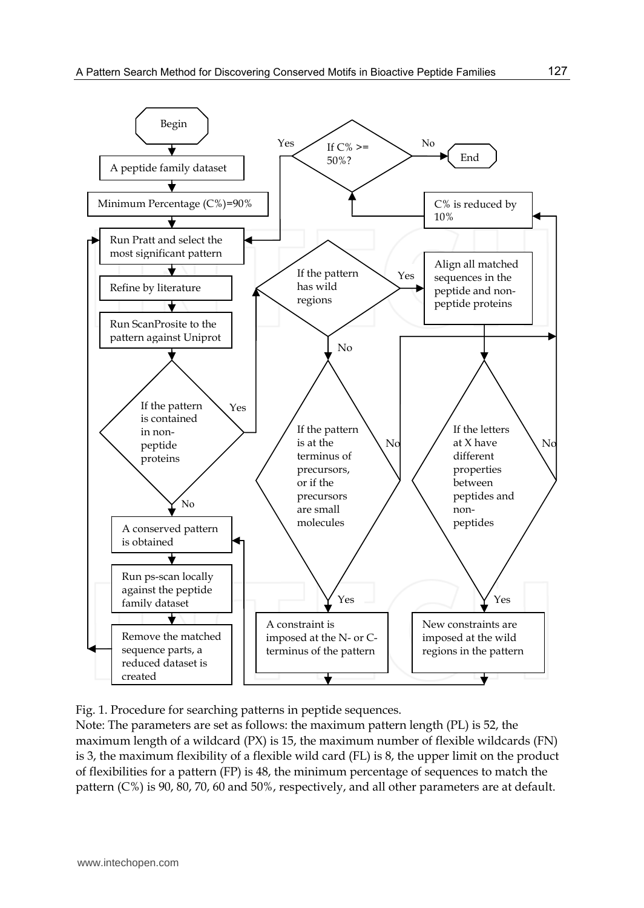Fig. 1. Procedure for searching patterns in peptide sequences.

Note: The parameters are set as follows: the maximum pattern length (PL) is 52, the maximum length of a wildcard (PX) is 15, the maximum number of flexible wildcards (FN) is 3, the maximum flexibility of a flexible wild card (FL) is 8, the upper limit on the product of flexibilities for a pattern (FP) is 48, the minimum percentage of sequences to match the pattern (C%) is 90, 80, 70, 60 and 50%, respectively, and all other parameters are at default.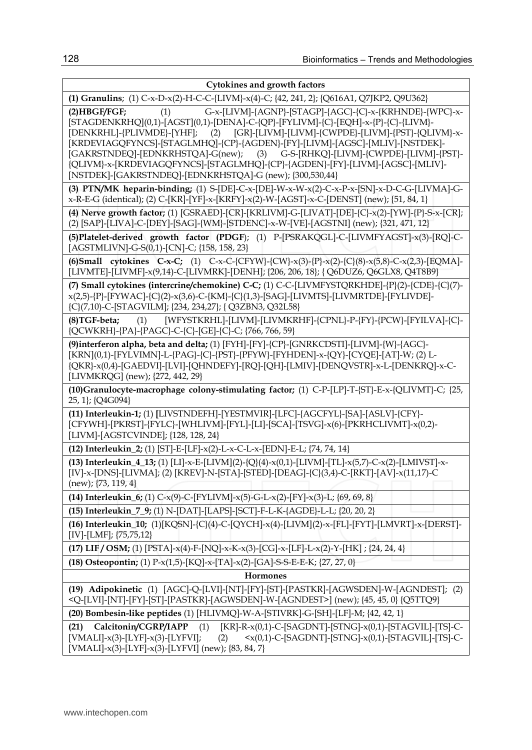| Cytokines and growth factors |
|---|
| **(1) Granulins**; (1) C-x-D-x(2)-H-C-C-{LIVM}-x(4)-C; {42, 241, 2}; {Q616A1, Q7JKP2, Q9U362} |
| **(2)HBGF/FGF;** (1) G-x-[LIVM]-{AGNP}-[STAGP]-{AGC}-{C}-x-{KRHNDE}-{WPC}-x-[STAGDENKRHQ](0,1)-[AGST](0,1)-[DENA]-C-{QP}-[FYLIVM]-{C}-[EQH]-x-{P}-{C}-{LIVM}-[DENKRHL]-{PLIVMDE}-[YHF]; (2) [GR]-[LIVM]-[LIVM]-{CWPDE}-[LIVM]-{PST}-{QLIVM}-x-[KRDEVIAGQFYNCS]-[STAGLMHQ]-{CP}-{AGDEN}-[FY]-[LIVM]-[AGSC]-[MLIV]-[NSTDEK]-[GAKRSTNDEQ]-[EDNKRHSTQA]-G(new); (3) G-S-[RHKQ]-[LIVM]-{CWPDE}-[LIVM]-{PST}-{QLIVM}-x-[KRDEVIAGQFYNCS]-[STAGLMHQ]-{CP}-{AGDEN}-[FY]-[LIVM]-[AGSC]-[MLIV]-[NSTDEK]-[GAKRSTNDEQ]-[EDNKRHSTQA]-G (new); {300,530,44} |
| **(3) PTN/MK heparin-binding;** (1) S-[DE]-C-x-[DE]-W-x-W-x(2)-C-x-P-x-[SN]-x-D-C-G-[LIVMA]-G-x-R-E-G (identical); (2) C-[KR]-[YF]-x-[KRFY]-x(2)-W-[AGST]-x-C-[DENST] (new); {51, 84, 1} |
| **(4) Nerve growth factor;** (1) [GSRAED]-[CR]-[KRLIVM]-G-[LIVAT]-[DE]-{C}-x(2)-[YW]-{P}-S-x-[CR]; (2) [SAP]-[LIVA]-C-[DEY]-[SAG]-{WM}-[STDENC]-x-W-[VE]-[AGSTNI] (new); {321, 471, 12} |
| **(5)Platelet-derived growth factor (PDGF)**; (1) P-[PSRAKQGL]-C-[LIVMFYAGST]-x(3)-[RQ]-C-[AGSTMLIVN]-G-S(0,1)-[CN]-C; {158, 158, 23} |
| **(6)Small cytokines C-x-C;** (1) C-x-C-{CFYW}-{CW}-x(3)-{P}-x(2)-{C}(8)-x(5,8)-C-x(2,3)-[EQMA]-[LIVMTE]-[LIVMF]-x(9,14)-C-[LIVMRK]-[DENH]; {206, 206, 18}; { Q6DUZ6, Q6GLX8, Q4T8B9} |
| **(7) Small cytokines (intercrine/chemokine) C-C;** (1) C-C-[LIVMFYSTQRKHDE]-{P}(2)-{CDE}-{C}(7)-x(2,5)-{P}-[FYWAC]-{C}(2)-x(3,6)-C-{KM}-{C}(1,3)-[SAG]-[LIVMTS]-[LIVMRTDE]-[FYLIVDE]-{C}(7,10)-C-[STAGVILM]; {234, 234,27}; { Q3ZBN3, Q32L58} |
| **(8)TGF-beta;** (1) [WFYSTKRHL]-[LIVM]-[LIVMKRHF]-{CPNL}-P-{FY}-{PCW}-[FYILVA]-{C}-{QCWKRH}-{PA}-{PAGC}-C-{C}-[GE]-{C}-C; {766, 766, 59} |
| **(9)interferon alpha, beta and delta;** (1) [FYH]-[FY]-{CP}-[GNRKCDSTI]-[LIVM]-{W}-{AGC}-[KRN](0,1)-[FYLVIMN]-L-{PAG}-{C}-{PST}-{PFYW}-[FYHDEN]-x-{QY}-[CYQE]-[AT]-W; (2) L-{QKR}-x(0,4)-[GAEDVI]-[LVI]-[QHNDEFY]-[RQ]-[QH]-[LMIV]-[DENQVSTR]-x-L-[DENKRQ]-x-C-[LIVMKRQG] (new); {272, 442, 29} |
| **(10)Granulocyte-macrophage colony-stimulating factor;** (1) C-P-[LP]-T-{ST}-E-x-{QLIVMT}-C; {25, 25, 1}; {Q4G094} |
| **(11) Interleukin-1;** (1) [LIVSTNDEFH]-[YESTMVIR]-[LFC]-{AGCFYL}-[SA]-[ASLV]-{CFY}-[CFYWH]-[PKRST]-{FYLC}-[WHLIVM]-[FYL]-[LI]-[SCA]-[TSVG]-x(6)-[PKRHCLIVMT]-x(0,2)-[LIVM]-[AGSTCVINDE]; {128, 128, 24} |
| **(12) Interleukin_2;** (1) [ST]-E-[LF]-x(2)-L-x-C-L-x-[EDN]-E-L; {74, 74, 14} |
| **(13) Interleukin_4_13;** (1) [LI]-x-E-[LIVM](2)-{Q}(4)-x(0,1)-[LIVM]-[TL]-x(5,7)-C-x(2)-[LMIVST]-x-[IV]-x-[DNS]-[LIVMA]; (2) [KREV]-N-[STA]-[STED]-[DEAG]-{C}(3,4)-C-[RKT]-[AV]-x(11,17)-C (new); {73, 119, 4} |
| **(14) Interleukin_6;** (1) C-x(9)-C-[FYLIVM]-x(5)-G-L-x(2)-[FY]-x(3)-L; {69, 69, 8} |
| **(15) Interleukin_7_9;** (1) N-[DAT]-[LAPS]-[SCT]-F-L-K-{AGDE}-L-L; {20, 20, 2} |
| **(16) Interleukin_10;** (1)[KQSN]-{C}(4)-C-[QYCH]-x(4)-[LIVM](2)-x-[FL]-[FYT]-[LMVRT]-x-[DERST]-[IV]-[LMF]; {75,75,12} |
| **(17) LIF / OSM;** (1) [PSTA]-x(4)-F-[NQ]-x-K-x(3)-[CG]-x-[LF]-L-x(2)-Y-[HK] ; {24, 24, 4} |
| **(18) Osteopontin;** (1) P-x(1,5)-[KQ]-x-[TA]-x(2)-[GA]-S-S-E-E-K; {27, 27, 0} |
| **Hormones** |
| **(19) Adipokinetic** (1) [AGC]-Q-[LVI]-[NT]-[FY]-[ST]-[PASTKR]-[AGWSDEN]-W-[AGNDEST]; (2) <Q-[LVI]-[NT]-[FY]-[ST]-[PASTKR]-[AGWSDEN]-W-[AGNDEST>] (new); {45, 45, 0} {Q5TTQ9} |
| **(20) Bombesin-like peptides** (1) [HLIVMQ]-W-A-[STIVRK]-G-[SH]-[LF]-M; {42, 42, 1} |
| **(21) Calcitonin/CGRP/IAPP** (1) [KR]-R-x(0,1)-C-[SAGDNT]-[STNG]-x(0,1)-[STAGVIL]-[TS]-C-[VMALI]-x(3)-[LYF]-x(3)-[LYFVI]; (2) <x(0,1)-C-[SAGDNT]-[STNG]-x(0,1)-[STAGVIL]-[TS]-C-[VMALI]-x(3)-[LYF]-x(3)-[LYFVI] (new); {83, 84, 7} |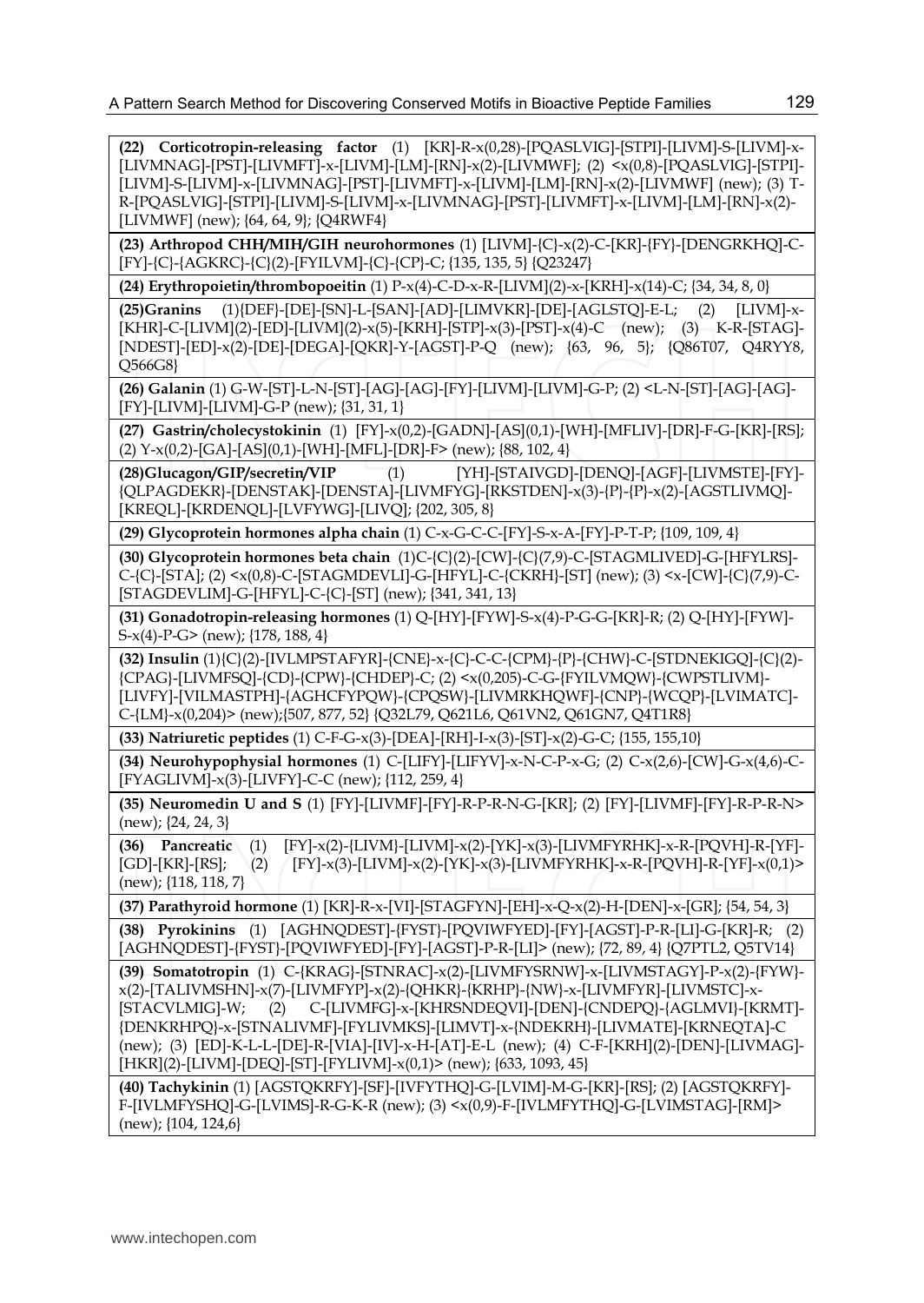**(22) Corticotropin-releasing factor** (1) [KR]-R-x(0,28)-[PQASLVIG]-[STPI]-[LIVM]-S-[LIVM]-x-[LIVMNAG]-[PST]-[LIVMFT]-x-[LIVM]-[LM]-[RN]-x(2)-[LIVMWF]; (2) <x(0,8)-[PQASLVIG]-[STPI]-[LIVM]-S-[LIVM]-x-[LIVMNAG]-[PST]-[LIVMFT]-x-[LIVM]-[LM]-[RN]-x(2)-[LIVMWF] (new); (3) T-R-[PQASLVIG]-[STPI]-[LIVM]-S-[LIVM]-x-[LIVMNAG]-[PST]-[LIVMFT]-x-[LIVM]-[LM]-[RN]-x(2)-[LIVMWF] (new); {64, 64, 9}; {Q4RWF4}

**(23) Arthropod CHH/MIH/GIH neurohormones** (1) [LIVM]-{C}-x(2)-C-[KR]-{FY}-[DENGRKHQ]-C-[FY]-{C}-{AGKRC}-{C}(2)-[FYILVM]-{C}-{CP}-C; {135, 135, 5} {Q23247}

**(24) Erythropoietin/thrombopoeitin** (1) P-x(4)-C-D-x-R-[LIVM](2)-x-[KRH]-x(14)-C; {34, 34, 8, 0}

**(25)Granins** (1){DEF}-[DE]-[SN]-L-[SAN]-[AD]-[LIMVKR]-[DE]-[AGLSTQ]-E-L; (2) [LIVM]-x-[KHR]-C-[LIVM](2)-[ED]-[LIVM](2)-x(5)-[KRH]-[STP]-x(3)-[PST]-x(4)-C (new); (3) K-R-[STAG]-[NDEST]-[ED]-x(2)-[DE]-[DEGA]-[QKR]-Y-[AGST]-P-Q (new); {63, 96, 5}; {Q86T07, Q4RYY8, Q566G8}

**(26) Galanin** (1) G-W-[ST]-L-N-[ST]-[AG]-[AG]-[FY]-[LIVM]-[LIVM]-G-P; (2) <L-N-[ST]-[AG]-[AG]-[FY]-[LIVM]-[LIVM]-G-P (new); {31, 31, 1}

**(27) Gastrin/cholecystokinin** (1) [FY]-x(0,2)-[GADN]-[AS](0,1)-[WH]-[MFLIV]-[DR]-F-G-[KR]-[RS]; (2) Y-x(0,2)-[GA]-[AS](0,1)-[WH]-[MFL]-[DR]-F> (new); {88, 102, 4}

**(28)Glucagon/GIP/secretin/VIP** (1) [YH]-[STAIVGD]-[DENQ]-[AGF]-[LIVMSTE]-[FY]-{QLPAGDEKR}-[DENSTAK]-[DENSTA]-[LIVMFYG]-[RKSTDEN]-x(3)-{P}-{P}-x(2)-[AGSTLIVMQ]-[KREQL]-[KRDENQL]-[LVFYWG]-[LIVQ]; {202, 305, 8}

**(29) Glycoprotein hormones alpha chain** (1) C-x-G-C-C-[FY]-S-x-A-[FY]-P-T-P; {109, 109, 4}

**(30) Glycoprotein hormones beta chain** (1)C-{C}(2)-[CW]-{C}(7,9)-C-[STAGMLIVED]-G-[HFYLRS]-C-{C}-[STA]; (2) <x(0,8)-C-[STAGMDEVLI]-G-[HFYL]-C-{CKRH}-[ST] (new); (3) <x-[CW]-{C}(7,9)-C-[STAGDEVLIM]-G-[HFYL]-C-{C}-[ST] (new); {341, 341, 13}

**(31) Gonadotropin-releasing hormones** (1) Q-[HY]-[FYW]-S-x(4)-P-G-G-[KR]-R; (2) Q-[HY]-[FYW]-S-x(4)-P-G> (new); {178, 188, 4}

**(32) Insulin** (1){C}(2)-[IVLMPSTAFYR]-{CNE}-x-{C}-C-C-{CPM}-{P}-{CHW}-C-[STDNEKIGQ]-{C}(2)-{CPAG}-[LIVMFSQ]-{CD}-{CPW}-{CHDEP}-C; (2) <x(0,205)-C-G-{FYILVMQW}-{CWPSTLIVM}-[LIVFY]-[VILMASTPH]-{AGHCFYPQW}-{CPQSW}-[LIVMRKHQWF]-{CNP}-{WCQP}-[LVIMATC]-C-{LM}-x(0,204)> (new);{507, 877, 52} {Q32L79, Q621L6, Q61VN2, Q61GN7, Q4T1R8}

**(33) Natriuretic peptides** (1) C-F-G-x(3)-[DEA]-[RH]-I-x(3)-[ST]-x(2)-G-C; {155, 155,10}

**(34) Neurohypophysial hormones** (1) C-[LIFY]-[LIFYV]-x-N-C-P-x-G; (2) C-x(2,6)-[CW]-G-x(4,6)-C-[FYAGLIVM]-x(3)-[LIVFY]-C-C (new); {112, 259, 4}

**(35) Neuromedin U and S** (1) [FY]-[LIVMF]-[FY]-R-P-R-N-G-[KR]; (2) [FY]-[LIVMF]-[FY]-R-P-R-N> (new); {24, 24, 3}

**(36) Pancreatic** (1) [FY]-x(2)-{LIVM}-[LIVM]-x(2)-[YK]-x(3)-[LIVMFYRHK]-x-R-[PQVH]-R-[YF]-[GD]-[KR]-[RS]; (2) [FY]-x(3)-[LIVM]-x(2)-[YK]-x(3)-[LIVMFYRHK]-x-R-[PQVH]-R-[YF]-x(0,1)> (new); {118, 118, 7}

**(37) Parathyroid hormone** (1) [KR]-R-x-[VI]-[STAGFYN]-[EH]-x-Q-x(2)-H-[DEN]-x-[GR]; {54, 54, 3}

**(38) Pyrokinins** (1) [AGHNQDEST]-{FYST}-[PQVIWFYED]-[FY]-[AGST]-P-R-[LI]-G-[KR]-R; (2) [AGHNQDEST]-{FYST}-[PQVIWFYED]-[FY]-[AGST]-P-R-[LI]> (new); {72, 89, 4} {Q7PTL2, Q5TV14}

**(39) Somatotropin** (1) C-{KRAG}-[STNRAC]-x(2)-[LIVMFYSRNW]-x-[LIVMSTAGY]-P-x(2)-{FYW}-x(2)-[TALIVMSHN]-x(7)-[LIVMFYP]-x(2)-{QHKR}-{KRHP}-{NW}-x-[LIVMFYR]-[LIVMSTC]-x-[STACVLMIG]-W; (2) C-[LIVMFG]-x-[KHRSNDEQVI]-[DEN]-{CNDEPQ}-{AGLMVI}-[KRMT]-{DENKRHPQ}-x-[STNALIVMF]-[FYLIVMKS]-[LIMVT]-x-{NDEKRH}-[LIVMATE]-[KRNEQTA]-C (new); (3) [ED]-K-L-L-[DE]-R-[VIA]-[IV]-x-H-[AT]-E-L (new); (4) C-F-[KRH](2)-[DEN]-[LIVMAG]-[HKR](2)-[LIVM]-[DEQ]-[ST]-[FYLIVM]-x(0,1)> (new); {633, 1093, 45}

**(40) Tachykinin** (1) [AGSTQKRFY]-[SF]-[IVFYTHQ]-G-[LVIM]-M-G-[KR]-[RS]; (2) [AGSTQKRFY]-F-[IVLMFYSHQ]-G-[LVIMS]-R-G-K-R (new); (3) <x(0,9)-F-[IVLMFYTHQ]-G-[LVIMSTAG]-[RM]> (new); {104, 124,6}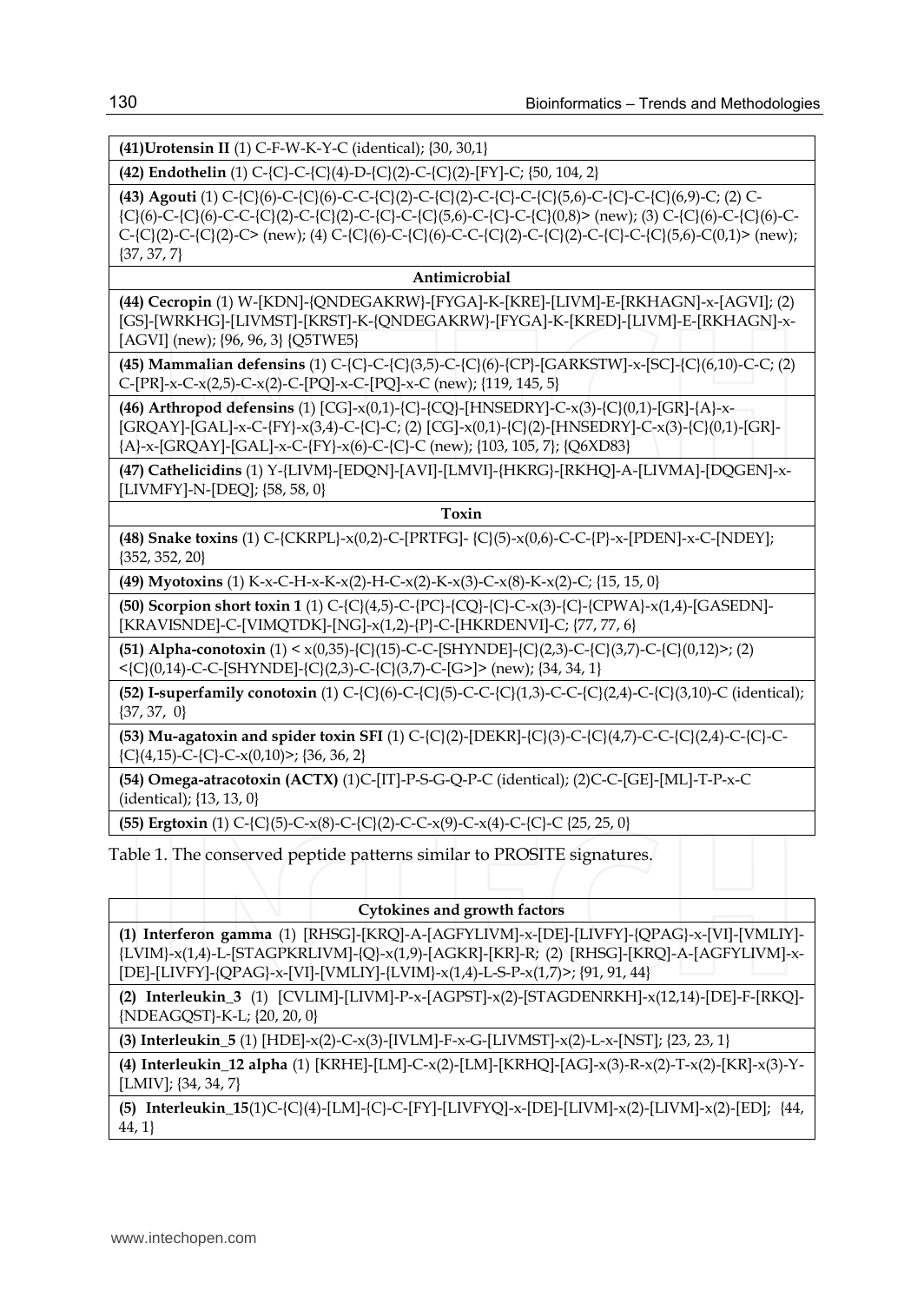| |
|---|
| **(41)Urotensin II** (1) C-F-W-K-Y-C (identical); {30, 30,1} |
| **(42) Endothelin** (1) C-{C}-C-{C}(4)-D-{C}(2)-C-{C}(2)-[FY]-C; {50, 104, 2} |
| **(43) Agouti** (1) C-{C}(6)-C-{C}(6)-C-C-{C}(2)-C-{C}(2)-C-{C}-C-{C}(5,6)-C-{C}-C-{C}(6,9)-C; (2) C-{C}(6)-C-{C}(6)-C-C-{C}(2)-C-{C}(2)-C-{C}-C-{C}(5,6)-C-{C}-C-{C}(0,8)> (new); (3) C-{C}(6)-C-{C}(6)-C-C-{C}(2)-C-{C}(2)-C> (new); (4) C-{C}(6)-C-{C}(6)-C-C-{C}(2)-C-{C}(2)-C-{C}-C-{C}(5,6)-C(0,1)> (new); {37, 37, 7} |
| **Antimicrobial** |
| **(44) Cecropin** (1) W-[KDN]-{QNDEGAKRW}-[FYGA]-K-[KRE]-[LIVM]-E-[RKHAGN]-x-[AGVI]; (2) [GS]-[WRKHG]-[LIVMST]-[KRST]-K-{QNDEGAKRW}-[FYGA]-K-[KRED]-[LIVM]-E-[RKHAGN]-x-[AGVI] (new); {96, 96, 3} {Q5TWE5} |
| **(45) Mammalian defensins** (1) C-{C}-C-{C}(3,5)-C-{C}(6)-{CP}-[GARKSTW]-x-[SC]-{C}(6,10)-C-C; (2) C-[PR]-x-C-x(2,5)-C-x(2)-C-[PQ]-x-C-[PQ]-x-C (new); {119, 145, 5} |
| **(46) Arthropod defensins** (1) [CG]-x(0,1)-{C}-{CQ}-[HNSEDRY]-C-x(3)-{C}(0,1)-[GR]-{A}-x-[GRQAY]-[GAL]-x-C-{FY}-x(3,4)-C-{C}-C; (2) [CG]-x(0,1)-{C}(2)-[HNSEDRY]-C-x(3)-{C}(0,1)-[GR]-{A}-x-[GRQAY]-[GAL]-x-C-{FY}-x(6)-C-{C}-C (new); {103, 105, 7}; {Q6XD83} |
| **(47) Cathelicidins** (1) Y-{LIVM}-[EDQN]-[AVI]-[LMVI]-{HKRG}-[RKHQ]-A-[LIVMA]-[DQGEN]-x-[LIVMFY]-N-[DEQ]; {58, 58, 0} |
| **Toxin** |
| **(48) Snake toxins** (1) C-{CKRPL}-x(0,2)-C-[PRTFG]- {C}(5)-x(0,6)-C-C-{P}-x-[PDEN]-x-C-[NDEY]; {352, 352, 20} |
| **(49) Myotoxins** (1) K-x-C-H-x-K-x(2)-H-C-x(2)-K-x(3)-C-x(8)-K-x(2)-C; {15, 15, 0} |
| **(50) Scorpion short toxin 1** (1) C-{C}(4,5)-C-{PC}-{CQ}-{C}-C-x(3)-{C}-{CPWA}-x(1,4)-[GASEDN]-[KRAVISNDE]-C-[VIMQTDK]-[NG]-x(1,2)-{P}-C-[HKRDENVI]-C; {77, 77, 6} |
| **(51) Alpha-conotoxin** (1) < x(0,35)-{C}(15)-C-C-[SHYNDE]-{C}(2,3)-C-{C}(3,7)-C-{C}(0,12)>; (2) <{C}(0,14)-C-C-[SHYNDE]-{C}(2,3)-C-{C}(3,7)-C-[G>]> (new); {34, 34, 1} |
| **(52) I-superfamily conotoxin** (1) C-{C}(6)-C-{C}(5)-C-C-{C}(1,3)-C-C-{C}(2,4)-C-{C}(3,10)-C (identical); {37, 37, 0} |
| **(53) Mu-agatoxin and spider toxin SFI** (1) C-{C}(2)-[DEKR]-{C}(3)-C-{C}(4,7)-C-C-{C}(2,4)-C-{C}-C-{C}(4,15)-C-{C}-C-x(0,10)>; {36, 36, 2} |
| **(54) Omega-atracotoxin (ACTX)** (1)C-[IT]-P-S-G-Q-P-C (identical); (2)C-C-[GE]-[ML]-T-P-x-C (identical); {13, 13, 0} |
| **(55) Ergtoxin** (1) C-{C}(5)-C-x(8)-C-{C}(2)-C-C-x(9)-C-x(4)-C-{C}-C {25, 25, 0} |

Table 1. The conserved peptide patterns similar to PROSITE signatures.

| **Cytokines and growth factors** |
|---|
| **(1) Interferon gamma** (1) [RHSG]-[KRQ]-A-[AGFYLIVM]-x-[DE]-[LIVFY]-{QPAG}-x-[VI]-[VMLIY]-{LVIM}-x(1,4)-L-[STAGPKRLIVM]-{Q}-x(1,9)-[AGKR]-[KR]-R; (2) [RHSG]-[KRQ]-A-[AGFYLIVM]-x-[DE]-[LIVFY]-{QPAG}-x-[VI]-[VMLIY]-{LVIM}-x(1,4)-L-S-P-x(1,7)>; {91, 91, 44} |
| **(2) Interleukin_3** (1) [CVLIM]-[LIVM]-P-x-[AGPST]-x(2)-[STAGDENRKH]-x(12,14)-[DE]-F-[RKQ]-{NDEAGQST}-K-L; {20, 20, 0} |
| **(3) Interleukin_5** (1) [HDE]-x(2)-C-x(3)-[IVLM]-F-x-G-[LIVMST]-x(2)-L-x-[NST]; {23, 23, 1} |
| **(4) Interleukin_12 alpha** (1) [KRHE]-[LM]-C-x(2)-[LM]-[KRHQ]-[AG]-x(3)-R-x(2)-T-x(2)-[KR]-x(3)-Y-[LMIV]; {34, 34, 7} |
| **(5) Interleukin_15**(1)C-{C}(4)-[LM]-{C}-C-[FY]-[LIVFYQ]-x-[DE]-[LIVM]-x(2)-[LIVM]-x(2)-[ED]; {44, 44, 1} |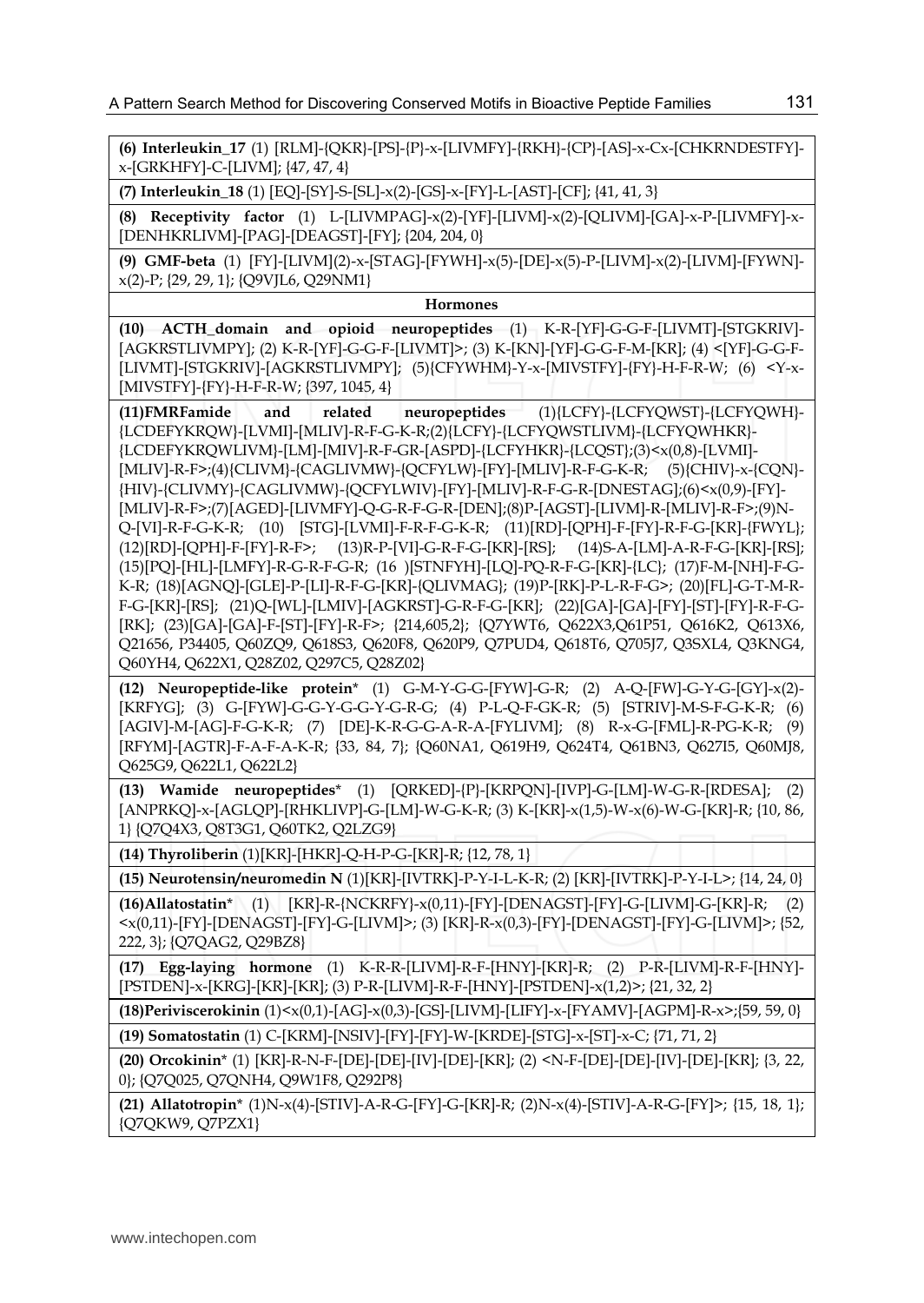| |
|---|
| **(6) Interleukin_17** (1) [RLM]-{QKR}-[PS]-{P}-x-[LIVMFY]-{RKH}-{CP}-[AS]-x-Cx-[CHKRNDESTFY]-x-[GRKHFY]-C-[LIVM]; {47, 47, 4} |
| **(7) Interleukin_18** (1) [EQ]-[SY]-S-[SL]-x(2)-[GS]-x-[FY]-L-[AST]-[CF]; {41, 41, 3} |
| **(8) Receptivity factor** (1) L-[LIVMPAG]-x(2)-[YF]-[LIVM]-x(2)-[QLIVM]-[GA]-x-P-[LIVMFY]-x-[DENHKRLIVM]-[PAG]-[DEAGST]-[FY]; {204, 204, 0} |
| **(9) GMF-beta** (1) [FY]-[LIVM](2)-x-[STAG]-[FYWH]-x(5)-[DE]-x(5)-P-[LIVM]-x(2)-[LIVM]-[FYWN]-x(2)-P; {29, 29, 1}; {Q9VJL6, Q29NM1} |
| **Hormones** |
| **(10) ACTH_domain and opioid neuropeptides** (1) K-R-[YF]-G-G-F-[LIVMT]-[STGKRIV]-[AGKRSTLIVMPY]; (2) K-R-[YF]-G-G-F-[LIVMT]>; (3) K-[KN]-[YF]-G-G-F-M-[KR]; (4) <[YF]-G-G-F-[LIVMT]-[STGKRIV]-[AGKRSTLIVMPY]; (5){CFYWHM}-Y-x-[MIVSTFY]-{FY}-H-F-R-W; (6) <Y-x-[MIVSTFY]-{FY}-H-F-R-W; {397, 1045, 4} |
| **(11)FMRFamide and related neuropeptides** (1){LCFY}-{LCFYQWST}-{LCFYQWH}-{LCDEFYKRQW}-[LVMI]-[MLIV]-R-F-G-K-R;(2){LCFY}-{LCFYQWSTLIVM}-{LCFYQWHKR}-{LCDEFYKRQWLIVM}-[LM]-[MIV]-R-F-GR-[ASPD]-{LCFYHKR}-{LCQST};(3)<x(0,8)-[LVMI]-[MLIV]-R-F>;(4){CLIVM}-{CAGLIVMW}-{QCFYLW}-[FY]-[MLIV]-R-F-G-K-R; (5){CHIV}-x-{CQN}-{HIV}-{CLIVMY}-{CAGLIVMW}-{QCFYLWIV}-[FY]-[MLIV]-R-F-G-R-[DNESTAG];(6)<x(0,9)-[FY]-[MLIV]-R-F>;(7)[AGED]-[LIVMFY]-Q-G-R-F-G-R-[DEN];(8)P-[AGST]-[LIVM]-R-[MLIV]-R-F>;(9)N-Q-[VI]-R-F-G-K-R; (10) [STG]-[LVMI]-F-R-F-G-K-R; (11)[RD]-[QPH]-F-[FY]-R-F-G-[KR]-{FWYL}; (12)[RD]-[QPH]-F-[FY]-R-F>; (13)R-P-[VI]-G-R-F-G-[KR]-[RS]; (14)S-A-[LM]-A-R-F-G-[KR]-[RS]; (15)[PQ]-[HL]-[LMFY]-R-G-R-F-G-R; (16 )[STNFYH]-[LQ]-PQ-R-F-G-[KR]-{LC}; (17)F-M-[NH]-F-G-K-R; (18)[AGNQ]-[GLE]-P-[LI]-R-F-G-[KR]-{QLIVMAG}; (19)P-[RK]-P-L-R-F-G>; (20)[FL]-G-T-M-R-F-G-[KR]-[RS]; (21)Q-[WL]-[LMIV]-[AGKRST]-G-R-F-G-[KR]; (22)[GA]-[GA]-[FY]-[ST]-[FY]-R-F-G-[RK]; (23)[GA]-[GA]-F-[ST]-[FY]-R-F>; {214,605,2}; {Q7YWT6, Q622X3,Q61P51, Q616K2, Q613X6, Q21656, P34405, Q60ZQ9, Q618S3, Q620F8, Q620P9, Q7PUD4, Q618T6, Q705J7, Q3SXL4, Q3KNG4, Q60YH4, Q622X1, Q28Z02, Q297C5, Q28Z02} |
| **(12) Neuropeptide-like protein*** (1) G-M-Y-G-G-[FYW]-G-R; (2) A-Q-[FW]-G-Y-G-[GY]-x(2)-[KRFYG]; (3) G-[FYW]-G-G-Y-G-G-Y-G-R-G; (4) P-L-Q-F-GK-R; (5) [STRIV]-M-S-F-G-K-R; (6) [AGIV]-M-[AG]-F-G-K-R; (7) [DE]-K-R-G-G-A-R-A-[FYLIVM]; (8) R-x-G-[FML]-R-PG-K-R; (9) [RFYM]-[AGTR]-F-A-F-A-K-R; {33, 84, 7}; {Q60NA1, Q619H9, Q624T4, Q61BN3, Q627I5, Q60MJ8, Q625G9, Q622L1, Q622L2} |
| **(13) Wamide neuropeptides*** (1) [QRKED]-{P}-[KRPQN]-[IVP]-G-[LM]-W-G-R-[RDESA]; (2) [ANPRKQ]-x-[AGLQP]-[RHKLIVP]-G-[LM]-W-G-K-R; (3) K-[KR]-x(1,5)-W-x(6)-W-G-[KR]-R; {10, 86, 1} {Q7Q4X3, Q8T3G1, Q60TK2, Q2LZG9} |
| **(14) Thyroliberin** (1)[KR]-[HKR]-Q-H-P-G-[KR]-R; {12, 78, 1} |
| **(15) Neurotensin/neuromedin N** (1)[KR]-[IVTRK]-P-Y-I-L-K-R; (2) [KR]-[IVTRK]-P-Y-I-L>; {14, 24, 0} |
| **(16)Allatostatin*** (1) [KR]-R-{NCKRFY}-x(0,11)-[FY]-[DENAGST]-[FY]-G-[LIVM]-G-[KR]-R; (2) <x(0,11)-[FY]-[DENAGST]-[FY]-G-[LIVM]>; (3) [KR]-R-x(0,3)-[FY]-[DENAGST]-[FY]-G-[LIVM]>; {52, 222, 3}; {Q7QAG2, Q29BZ8} |
| **(17) Egg-laying hormone** (1) K-R-R-[LIVM]-R-F-[HNY]-[KR]-R; (2) P-R-[LIVM]-R-F-[HNY]-[PSTDEN]-x-[KRG]-[KR]-[KR]; (3) P-R-[LIVM]-R-F-[HNY]-[PSTDEN]-x(1,2)>; {21, 32, 2} |
| **(18)Periviscerokinin** (1)<x(0,1)-[AG]-x(0,3)-[GS]-[LIVM]-[LIFY]-x-[FYAMV]-[AGPM]-R-x>;{59, 59, 0} |
| **(19) Somatostatin** (1) C-[KRM]-[NSIV]-[FY]-[FY]-W-[KRDE]-[STG]-x-[ST]-x-C; {71, 71, 2} |
| **(20) Orcokinin*** (1) [KR]-R-N-F-[DE]-[DE]-[IV]-[DE]-[KR]; (2) <N-F-[DE]-[DE]-[IV]-[DE]-[KR]; {3, 22, 0}; {Q7Q025, Q7QNH4, Q9W1F8, Q292P8} |
| **(21) Allatotropin*** (1)N-x(4)-[STIV]-A-R-G-[FY]-G-[KR]-R; (2)N-x(4)-[STIV]-A-R-G-[FY]>; {15, 18, 1}; {Q7QKW9, Q7PZX1} |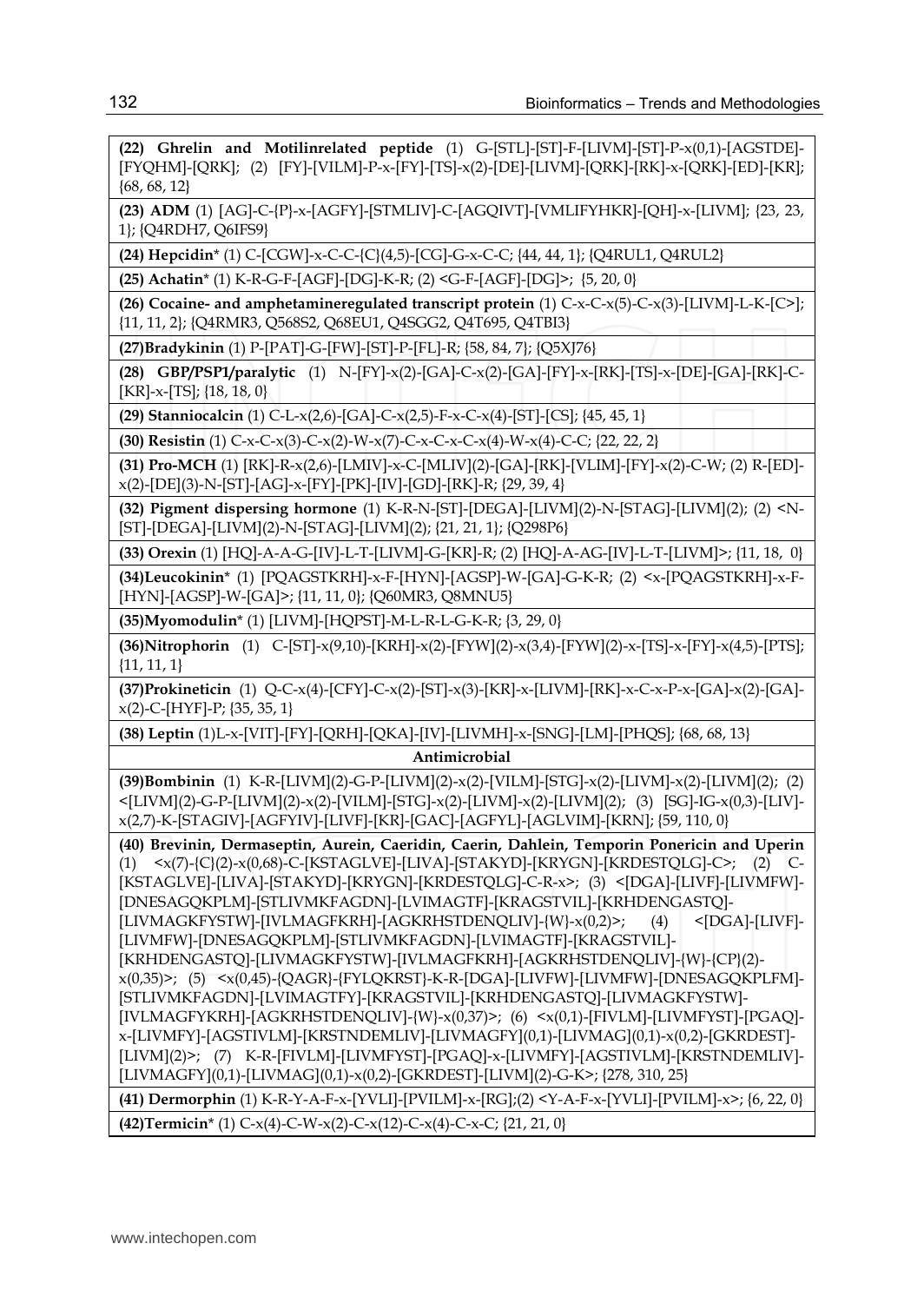**(22) Ghrelin and Motilinrelated peptide** (1) G-[STL]-[ST]-F-[LIVM]-[ST]-P-x(0,1)-[AGSTDE]-[FYQHM]-[QRK]; (2) [FY]-[VILM]-P-x-[FY]-[TS]-x(2)-[DE]-[LIVM]-[QRK]-[RK]-x-[QRK]-[ED]-[KR]; {68, 68, 12}

**(23) ADM** (1) [AG]-C-{P}-x-[AGFY]-[STMLIV]-C-[AGQIVT]-[VMLIFYHKR]-[QH]-x-[LIVM]; {23, 23, 1}; {Q4RDH7, Q6IFS9}

**(24) Hepcidin*** (1) C-[CGW]-x-C-C-{C}(4,5)-[CG]-G-x-C-C; {44, 44, 1}; {Q4RUL1, Q4RUL2}

**(25) Achatin*** (1) K-R-G-F-[AGF]-[DG]-K-R; (2) <G-F-[AGF]-[DG]>; {5, 20, 0}

**(26) Cocaine- and amphetamineregulated transcript protein** (1) C-x-C-x(5)-C-x(3)-[LIVM]-L-K-[C>]; {11, 11, 2}; {Q4RMR3, Q568S2, Q68EU1, Q4SGG2, Q4T695, Q4TBI3}

**(27)Bradykinin** (1) P-[PAT]-G-[FW]-[ST]-P-[FL]-R; {58, 84, 7}; {Q5XJ76}

**(28) GBP/PSP1/paralytic** (1) N-[FY]-x(2)-[GA]-C-x(2)-[GA]-[FY]-x-[RK]-[TS]-x-[DE]-[GA]-[RK]-C-[KR]-x-[TS]; {18, 18, 0}

**(29) Stanniocalcin** (1) C-L-x(2,6)-[GA]-C-x(2,5)-F-x-C-x(4)-[ST]-[CS]; {45, 45, 1}

**(30) Resistin** (1) C-x-C-x(3)-C-x(2)-W-x(7)-C-x-C-x-C-x(4)-W-x(4)-C-C; {22, 22, 2}

**(31) Pro-MCH** (1) [RK]-R-x(2,6)-[LMIV]-x-C-[MLIV](2)-[GA]-[RK]-[VLIM]-[FY]-x(2)-C-W; (2) R-[ED]-x(2)-[DE](3)-N-[ST]-[AG]-x-[FY]-[PK]-[IV]-[GD]-[RK]-R; {29, 39, 4}

**(32) Pigment dispersing hormone** (1) K-R-N-[ST]-[DEGA]-[LIVM](2)-N-[STAG]-[LIVM](2); (2) <N-[ST]-[DEGA]-[LIVM](2)-N-[STAG]-[LIVM](2); {21, 21, 1}; {Q298P6}

**(33) Orexin** (1) [HQ]-A-A-G-[IV]-L-T-[LIVM]-G-[KR]-R; (2) [HQ]-A-AG-[IV]-L-T-[LIVM]>; {11, 18, 0}

**(34)Leucokinin*** (1) [PQAGSTKRH]-x-F-[HYN]-[AGSP]-W-[GA]-G-K-R; (2) <x-[PQAGSTKRH]-x-F-[HYN]-[AGSP]-W-[GA]>; {11, 11, 0}; {Q60MR3, Q8MNU5}

**(35)Myomodulin*** (1) [LIVM]-[HQPST]-M-L-R-L-G-K-R; {3, 29, 0}

**(36)Nitrophorin** (1) C-[ST]-x(9,10)-[KRH]-x(2)-[FYW](2)-x(3,4)-[FYW](2)-x-[TS]-x-[FY]-x(4,5)-[PTS]; {11, 11, 1}

**(37)Prokineticin** (1) Q-C-x(4)-[CFY]-C-x(2)-[ST]-x(3)-[KR]-x-[LIVM]-[RK]-x-C-x-P-x-[GA]-x(2)-[GA]-x(2)-C-[HYF]-P; {35, 35, 1}

**(38) Leptin** (1)L-x-[VIT]-[FY]-[QRH]-[QKA]-[IV]-[LIVMH]-x-[SNG]-[LM]-[PHQS]; {68, 68, 13}

**Antimicrobial**

**(39)Bombinin** (1) K-R-[LIVM](2)-G-P-[LIVM](2)-x(2)-[VILM]-[STG]-x(2)-[LIVM]-x(2)-[LIVM](2); (2) <[LIVM](2)-G-P-[LIVM](2)-x(2)-[VILM]-[STG]-x(2)-[LIVM]-x(2)-[LIVM](2); (3) [SG]-IG-x(0,3)-[LIV]-x(2,7)-K-[STAGIV]-[AGFYIV]-[LIVF]-[KR]-[GAC]-[AGFYL]-[AGLVIM]-[KRN]; {59, 110, 0}

**(40) Brevinin, Dermaseptin, Aurein, Caeridin, Caerin, Dahlein, Temporin Ponericin and Uperin** (1) <x(7)-{C}(2)-x(0,68)-C-[KSTAGLVE]-[LIVA]-[STAKYD]-[KRYGN]-[KRDESTQLG]-C>; (2) C-[KSTAGLVE]-[LIVA]-[STAKYD]-[KRYGN]-[KRDESTQLG]-C-R-x>; (3) <[DGA]-[LIVF]-[LIVMFW]-[DNESAGQKPLM]-[STLIVMKFAGDN]-[LVIMAGTF]-[KRAGSTVIL]-[KRHDENGASTQ]-[LIVMAGKFYSTW]-[IVLMAGFKRH]-[AGKRHSTDENQLIV]-{W}-x(0,2)>; (4) <[DGA]-[LIVF]-[LIVMFW]-[DNESAGQKPLM]-[STLIVMKFAGDN]-[LVIMAGTF]-[KRAGSTVIL]-[KRHDENGASTQ]-[LIVMAGKFYSTW]-[IVLMAGFKRH]-[AGKRHSTDENQLIV]-{W}-{CP}(2)-x(0,35)>; (5) <x(0,45)-{QAGR}-{FYLQKRST}-K-R-[DGA]-[LIVFW]-[LIVMFW]-[DNESAGQKPLFM]-[STLIVMKFAGDN]-[LVIMAGTFY]-[KRAGSTVIL]-[KRHDENGASTQ]-[LIVMAGKFYSTW]-[IVLMAGFYKRH]-[AGKRHSTDENQLIV]-{W}-x(0,37)>; (6) <x(0,1)-[FIVLM]-[LIVMFYST]-[PGAQ]-x-[LIVMFY]-[AGSTIVLM]-[KRSTNDEMLIV]-[LIVMAGFY](0,1)-[LIVMAG](0,1)-x(0,2)-[GKRDEST]-[LIVM](2)>; (7) K-R-[FIVLM]-[LIVMFYST]-[PGAQ]-x-[LIVMFY]-[AGSTIVLM]-[KRSTNDEMLIV]-[LIVMAGFY](0,1)-[LIVMAG](0,1)-x(0,2)-[GKRDEST]-[LIVM](2)-G-K>; {278, 310, 25}

**(41) Dermorphin** (1) K-R-Y-A-F-x-[YVLI]-[PVILM]-x-[RG];(2) <Y-A-F-x-[YVLI]-[PVILM]-x>; {6, 22, 0}

**(42)Termicin*** (1) C-x(4)-C-W-x(2)-C-x(12)-C-x(4)-C-x-C; {21, 21, 0}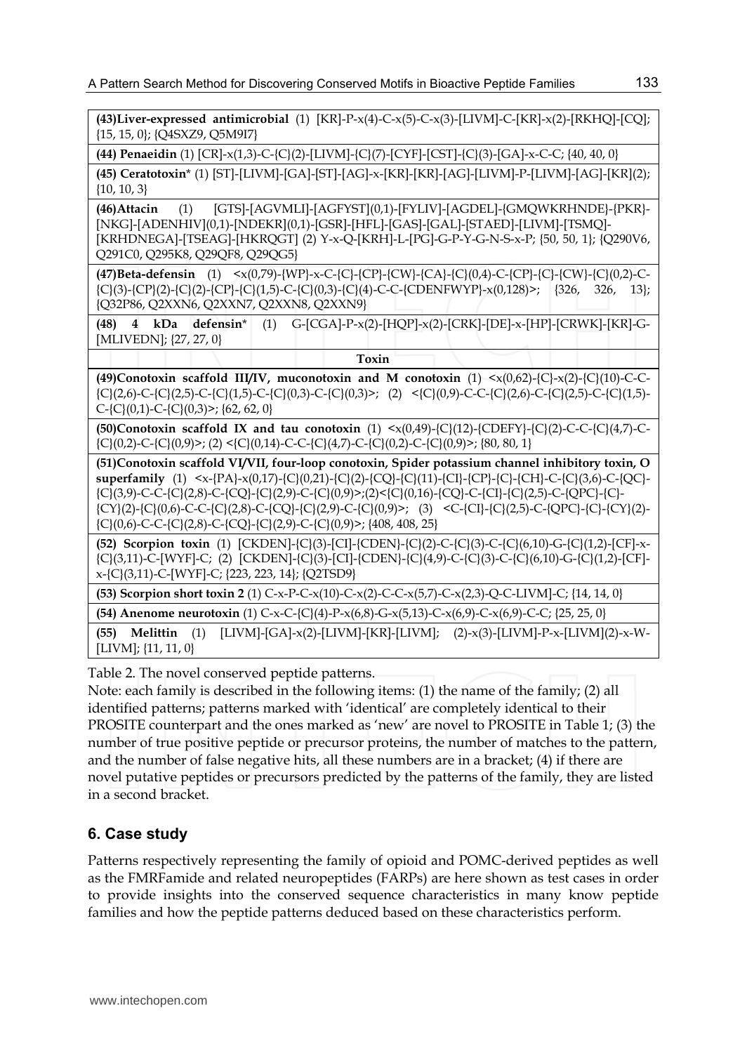| |
|---|
| **(43)Liver-expressed antimicrobial** (1) [KR]-P-x(4)-C-x(5)-C-x(3)-[LIVM]-C-[KR]-x(2)-[RKHQ]-[CQ]; {15, 15, 0}; {Q4SXZ9, Q5M9I7} |
| **(44) Penaeidin** (1) [CR]-x(1,3)-C-{C}(2)-[LIVM]-{C}(7)-[CYF]-[CST]-{C}(3)-[GA]-x-C-C; {40, 40, 0} |
| **(45) Ceratotoxin*** (1) [ST]-[LIVM]-[GA]-[ST]-[AG]-x-[KR]-[KR]-[AG]-[LIVM]-P-[LIVM]-[AG]-[KR](2); {10, 10, 3} |
| **(46)Attacin** (1) [GTS]-[AGVMLI]-[AGFYST](0,1)-[FYLIV]-[AGDEL]-{GMQWKRHNDE}-{PKR}-[NKG]-[ADENHIV](0,1)-[NDEKR](0,1)-[GSR]-[HFL]-[GAS]-[GAL]-[STAED]-[LIVM]-[TSMQ]-[KRHDNEGA]-[TSEAG]-[HKRQGT] (2) Y-x-Q-[KRH]-L-[PG]-G-P-Y-G-N-S-x-P; {50, 50, 1}; {Q290V6, Q291C0, Q295K8, Q29QF8, Q29QG5} |
| **(47)Beta-defensin** (1) <x(0,79)-{WP}-x-C-{C}-{CP}-{CW}-{CA}-{C}(0,4)-C-{CP}-{C}-{CW}-{C}(0,2)-C-{C}(3)-{CP}(2)-{C}(2)-{CP}-{C}(1,5)-C-{C}(0,3)-{C}(4)-C-C-{CDENFWYP}-x(0,128)>; {326, 326, 13}; {Q32P86, Q2XXN6, Q2XXN7, Q2XXN8, Q2XXN9} |
| **(48) 4 kDa defensin*** (1) G-[CGA]-P-x(2)-[HQP]-x(2)-[CRK]-[DE]-x-[HP]-[CRWK]-[KR]-G-[MLIVEDN]; {27, 27, 0} |
| **Toxin** |
| **(49)Conotoxin scaffold III/IV, muconotoxin and M conotoxin** (1) <x(0,62)-{C}-x(2)-{C}(10)-C-C-{C}(2,6)-C-{C}(2,5)-C-{C}(1,5)-C-{C}(0,3)-C-{C}(0,3)>; (2) <{C}(0,9)-C-C-{C}(2,6)-C-{C}(2,5)-C-{C}(1,5)-C-{C}(0,1)-C-{C}(0,3)>; {62, 62, 0} |
| **(50)Conotoxin scaffold IX and tau conotoxin** (1) <x(0,49)-{C}(12)-{CDEFY}-{C}(2)-C-C-{C}(4,7)-C-{C}(0,2)-C-{C}(0,9)>; (2) <{C}(0,14)-C-C-{C}(4,7)-C-{C}(0,2)-C-{C}(0,9)>; {80, 80, 1} |
| **(51)Conotoxin scaffold VI/VII, four-loop conotoxin, Spider potassium channel inhibitory toxin, O superfamily** (1) <x-{PA}-x(0,17)-{C}(0,21)-{C}(2)-{CQ}-{C}(11)-{CI}-{CP}-{C}-{CH}-C-{C}(3,6)-C-{QC}-{C}(3,9)-C-C-{C}(2,8)-C-{CQ}-{C}(2,9)-C-{C}(0,9)>;(2)<{C}(0,16)-{CQ}-C-{CI}-{C}(2,5)-C-{QPC}-{C}-{CY}(2)-{C}(0,6)-C-C-{C}(2,8)-C-{CQ}-{C}(2,9)-C-{C}(0,9)>; (3) <C-{CI}-{C}(2,5)-C-{QPC}-{C}-{CY}(2)-{C}(0,6)-C-C-{C}(2,8)-C-{CQ}-{C}(2,9)-C-{C}(0,9)>; {408, 408, 25} |
| **(52) Scorpion toxin** (1) [CKDEN]-{C}(3)-[CI]-{CDEN}-{C}(2)-C-{C}(3)-C-{C}(6,10)-G-{C}(1,2)-[CF]-x-{C}(3,11)-C-[WYF]-C; (2) [CKDEN]-{C}(3)-[CI]-{CDEN}-{C}(4,9)-C-{C}(3)-C-{C}(6,10)-G-{C}(1,2)-[CF]-x-{C}(3,11)-C-[WYF]-C; {223, 223, 14}; {Q2TSD9} |
| **(53) Scorpion short toxin 2** (1) C-x-P-C-x(10)-C-x(2)-C-C-x(5,7)-C-x(2,3)-Q-C-LIVM]-C; {14, 14, 0} |
| **(54) Anenome neurotoxin** (1) C-x-C-{C}(4)-P-x(6,8)-G-x(5,13)-C-x(6,9)-C-C; {25, 25, 0} |
| **(55) Melittin** (1) [LIVM]-[GA]-x(2)-[LIVM]-[KR]-[LIVM]; (2)-x(3)-[LIVM]-P-x-[LIVM](2)-x-W-[LIVM]; {11, 11, 0} |

Table 2. The novel conserved peptide patterns.

Note: each family is described in the following items: (1) the name of the family; (2) all identified patterns; patterns marked with 'identical' are completely identical to their PROSITE counterpart and the ones marked as 'new' are novel to PROSITE in Table 1; (3) the number of true positive peptide or precursor proteins, the number of matches to the pattern, and the number of false negative hits, all these numbers are in a bracket; (4) if there are novel putative peptides or precursors predicted by the patterns of the family, they are listed in a second bracket.

## 6. Case study

Patterns respectively representing the family of opioid and POMC-derived peptides as well as the FMRFamide and related neuropeptides (FARPs) are here shown as test cases in order to provide insights into the conserved sequence characteristics in many know peptide families and how the peptide patterns deduced based on these characteristics perform.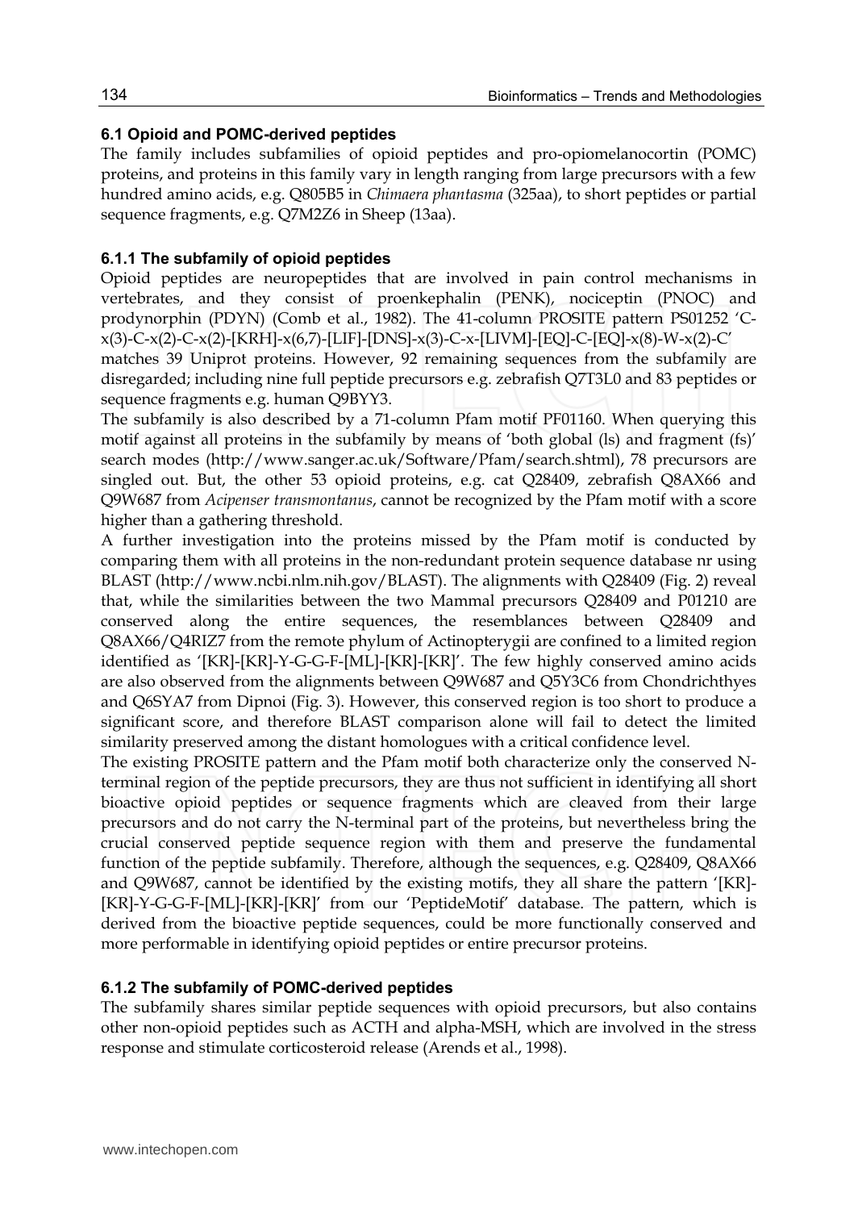### 6.1 Opioid and POMC-derived peptides

The family includes subfamilies of opioid peptides and pro-opiomelanocortin (POMC) proteins, and proteins in this family vary in length ranging from large precursors with a few hundred amino acids, e.g. Q805B5 in *Chimaera phantasma* (325aa), to short peptides or partial sequence fragments, e.g. Q7M2Z6 in Sheep (13aa).

#### 6.1.1 The subfamily of opioid peptides

Opioid peptides are neuropeptides that are involved in pain control mechanisms in vertebrates, and they consist of proenkephalin (PENK), nociceptin (PNOC) and prodynorphin (PDYN) (Comb et al., 1982). The 41-column PROSITE pattern PS01252 'C-x(3)-C-x(2)-C-x(2)-[KRH]-x(6,7)-[LIF]-[DNS]-x(3)-C-x-[LIVM]-[EQ]-C-[EQ]-x(8)-W-x(2)-C' matches 39 Uniprot proteins. However, 92 remaining sequences from the subfamily are disregarded; including nine full peptide precursors e.g. zebrafish Q7T3L0 and 83 peptides or sequence fragments e.g. human Q9BYY3.

The subfamily is also described by a 71-column Pfam motif PF01160. When querying this motif against all proteins in the subfamily by means of 'both global (ls) and fragment (fs)' search modes (http://www.sanger.ac.uk/Software/Pfam/search.shtml), 78 precursors are singled out. But, the other 53 opioid proteins, e.g. cat Q28409, zebrafish Q8AX66 and Q9W687 from *Acipenser transmontanus*, cannot be recognized by the Pfam motif with a score higher than a gathering threshold.

A further investigation into the proteins missed by the Pfam motif is conducted by comparing them with all proteins in the non-redundant protein sequence database nr using BLAST (http://www.ncbi.nlm.nih.gov/BLAST). The alignments with Q28409 (Fig. 2) reveal that, while the similarities between the two Mammal precursors Q28409 and P01210 are conserved along the entire sequences, the resemblances between Q28409 and Q8AX66/Q4RIZ7 from the remote phylum of Actinopterygii are confined to a limited region identified as '[KR]-[KR]-Y-G-G-F-[ML]-[KR]-[KR]'. The few highly conserved amino acids are also observed from the alignments between Q9W687 and Q5Y3C6 from Chondrichthyes and Q6SYA7 from Dipnoi (Fig. 3). However, this conserved region is too short to produce a significant score, and therefore BLAST comparison alone will fail to detect the limited similarity preserved among the distant homologues with a critical confidence level.

The existing PROSITE pattern and the Pfam motif both characterize only the conserved N-terminal region of the peptide precursors, they are thus not sufficient in identifying all short bioactive opioid peptides or sequence fragments which are cleaved from their large precursors and do not carry the N-terminal part of the proteins, but nevertheless bring the crucial conserved peptide sequence region with them and preserve the fundamental function of the peptide subfamily. Therefore, although the sequences, e.g. Q28409, Q8AX66 and Q9W687, cannot be identified by the existing motifs, they all share the pattern '[KR]-[KR]-Y-G-G-F-[ML]-[KR]-[KR]' from our 'PeptideMotif' database. The pattern, which is derived from the bioactive peptide sequences, could be more functionally conserved and more performable in identifying opioid peptides or entire precursor proteins.

#### 6.1.2 The subfamily of POMC-derived peptides

The subfamily shares similar peptide sequences with opioid precursors, but also contains other non-opioid peptides such as ACTH and alpha-MSH, which are involved in the stress response and stimulate corticosteroid release (Arends et al., 1998).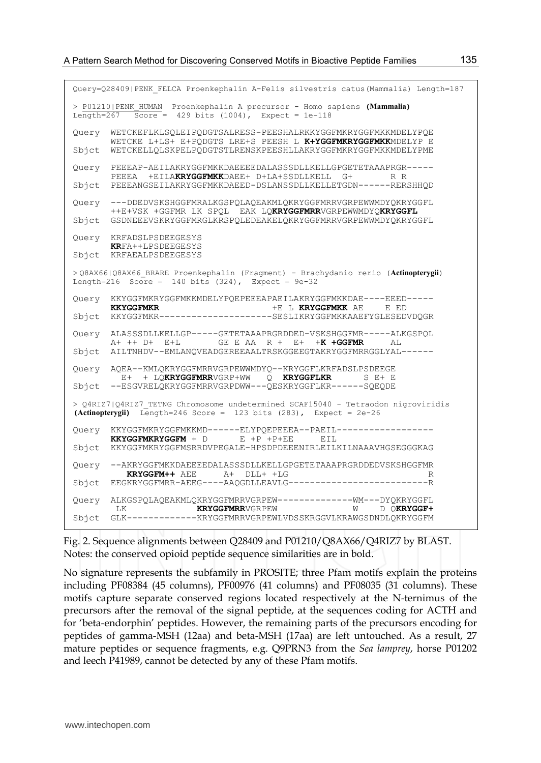```
Query=Q28409|PENK_FELCA Proenkephalin A-Felis silvestris catus(Mammalia) Length=187

> P01210|PENK_HUMAN  Proenkephalin A precursor - Homo sapiens (Mammalia)
Length=267   Score =  429 bits (1004),  Expect = 1e-118

Query  WETCKEFLKLSQLEIPQDGTSALRESS-PEESHALRKKYGGFMKRYGGFMKKMDELYPQE
       WETCKE L+LS+ E+PQDGTS LRE+S PEESH L K+YGGFMKRYGGFMKKMDELYP E
Sbjct  WETCKELLQLSKPELPQDGTSTLRENSKPEESHLLAKRYGGFMKRYGGFMKKMDELYPME

Query  PEEEAP-AEILAKRYGGFMKKDAEEEEDALASSSDLLKELLGPGETETAAAPRGR-----
       PEEEA  +EILAKRYGGFMKKDAEE+ D+LA+SSDLLKELL  G+       R R
Sbjct  PEEEANGSEILAKRYGGFMKKDAEED-DSLANSSDLLKELLETGDN------RERSHHQD

Query  ---DDEDVSKSHGGFMRALKGSPQLAQEAKMLQKRYGGFMRRVGRPEWWMDYQKRYGGFL
       ++E+VSK +GGFMR LK SPQL  EAK LQKRYGGFMRRVGRPEWWMDYQKRYGGFL
Sbjct  GSDNEEEVSKRYGGFMRGLKRSPQLEDEAKELQKRYGGFMRRVGRPEWWMDYQKRYGGFL

Query  KRFADSLPSDEEGESYS
       KRFA++LPSDEEGESYS
Sbjct  KRFAEALPSDEEGESYS

> Q8AX66|Q8AX66_BRARE Proenkephalin (Fragment) - Brachydanio rerio (Actinopterygii)
Length=216  Score =  140 bits (324),  Expect = 9e-32

Query  KKYGGFMKRYGGFMKKMDELYPQEPEEEAPAEILAKRYGGFMKKDAE----EEED-----
       KKYGGFMKR                     +E L KRYGGFMKK AE    E ED
Sbjct  KKYGGFMKR---------------------SESLIKRYGGFMKKAAEFYGLESEDVDQGR

Query  ALASSSDLLKELLGP-----GETETAAAPRGRDDED-VSKSHGGFMR-----ALKGSPQL
       A+ ++ D+  E+L       GE E AA  R +  E+  +K +GGFMR      AL
Sbjct  AILTNHDV--EMLANQVEADGEREEAALTRSKGGEEGTAKRYGGFMRRGGLYAL------

Query  AQEA--KMLQKRYGGFMRRVGRPEWWMDYQ--KRYGGFLKRFADSLPSDEEGE
         E+  + LQKRYGGFMRRVGRP+WW   Q  KRYGGFLKR      S E+ E
Sbjct  --ESGVRELQKRYGGFMRRVGRPDWW---QESKRYGGFLKR------SQEQDE

> Q4RIZ7|Q4RIZ7_TETNG Chromosome undetermined SCAF15040 - Tetraodon nigroviridis
(Actinopterygii)  Length=246 Score =  123 bits (283),  Expect = 2e-26

Query  KKYGGFMKRYGGFMKKMD------ELYPQEPEEEA--PAEIL------------------
       KKYGGFMKRYGGFM + D       E +P +P+EE     EIL
Sbjct  KKYGGFMKRYGGFMSRRDVPEGALE-HPSDPDEEENIRLEILKILNAAAVHGSEGGGKAG

Query  --AKRYGGFMKKDAEEEEDALASSSDLLKELLGPGETETAAAPRGRDDEDVSKSHGGFMR
         KRYGGFM++ AEE      A+  DLL+ +LG                          R
Sbjct  EEGKRYGGFMRR-AEEG----AAQGDLLEAVLG--------------------------R

Query  ALKGSPQLAQEAKMLQKRYGGFMRRVGRPEW--------------WM---DYQKRYGGFL
        LK               KRYGGFMRRVGRPEW               W    D QKRYGGF+
Sbjct  GLK-------------KRYGGFMRRVGRPEWLVDSSKRGGVLKRAWGSDNDLQKRYGGFM
```

Fig. 2. Sequence alignments between Q28409 and P01210/Q8AX66/Q4RIZ7 by BLAST. Notes: the conserved opioid peptide sequence similarities are in bold.

No signature represents the subfamily in PROSITE; three Pfam motifs explain the proteins including PF08384 (45 columns), PF00976 (41 columns) and PF08035 (31 columns). These motifs capture separate conserved regions located respectively at the N-ternimus of the precursors after the removal of the signal peptide, at the sequences coding for ACTH and for 'beta-endorphin' peptides. However, the remaining parts of the precursors encoding for peptides of gamma-MSH (12aa) and beta-MSH (17aa) are left untouched. As a result, 27 mature peptides or sequence fragments, e.g. Q9PRN3 from the *Sea lamprey*, horse P01202 and leech P41989, cannot be detected by any of these Pfam motifs.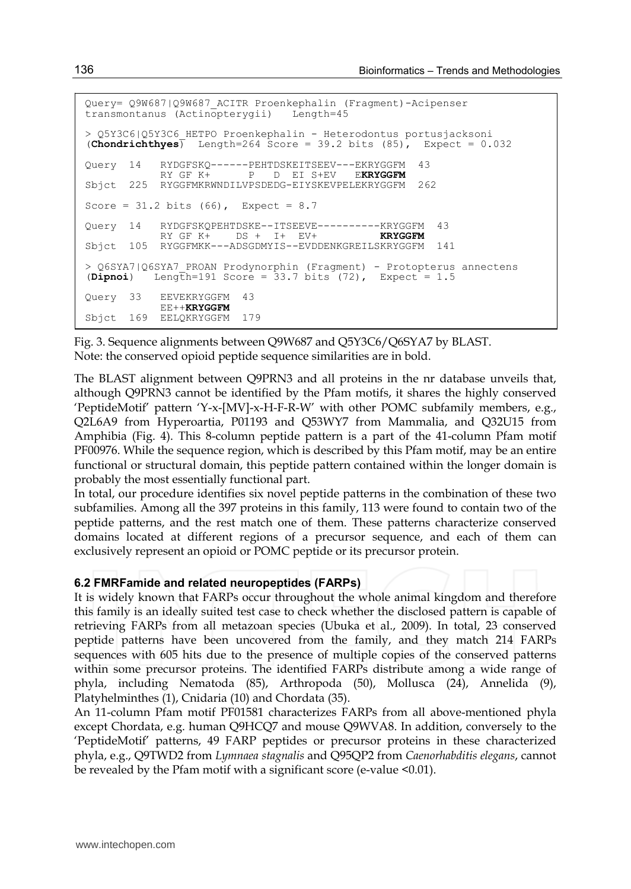```
Query= Q9W687|Q9W687_ACITR Proenkephalin (Fragment)-Acipenser
transmontanus (Actinopterygii)   Length=45

> Q5Y3C6|Q5Y3C6_HETPO Proenkephalin - Heterodontus portusjacksoni
(Chondrichthyes)  Length=264 Score = 39.2 bits (85),  Expect = 0.032

Query  14   RYDGFSKQ------PEHTDSKEITSEEV---EKRYGGFM  43
            RY GF K+      P   D  EI S+EV   EKRYGGFM
Sbjct  225  RYGGFMKRWNDILVPSDEDG-EIYSKEVPELEKRYGGFM  262

Score = 31.2 bits (66),  Expect = 8.7

Query  14   RYDGFSKQPEHTDSKE--ITSEEVE----------KRYGGFM  43
            RY GF K+    DS +  I+  EV+          KRYGGFM
Sbjct  105  RYGGFMKK---ADSGDMYIS--EVDDENKGREILSKRYGGFM  141

> Q6SYA7|Q6SYA7_PROAN Prodynorphin (Fragment) - Protopterus annectens
(Dipnoi)   Length=191 Score = 33.7 bits (72),  Expect = 1.5

Query  33   EEVEKRYGGFM  43
            EE++KRYGGFM
Sbjct  169  EELQKRYGGFM  179
```

Fig. 3. Sequence alignments between Q9W687 and Q5Y3C6/Q6SYA7 by BLAST.
Note: the conserved opioid peptide sequence similarities are in bold.

The BLAST alignment between Q9PRN3 and all proteins in the nr database unveils that, although Q9PRN3 cannot be identified by the Pfam motifs, it shares the highly conserved 'PeptideMotif' pattern 'Y-x-[MV]-x-H-F-R-W' with other POMC subfamily members, e.g., Q2L6A9 from Hyperoartia, P01193 and Q53WY7 from Mammalia, and Q32U15 from Amphibia (Fig. 4). This 8-column peptide pattern is a part of the 41-column Pfam motif PF00976. While the sequence region, which is described by this Pfam motif, may be an entire functional or structural domain, this peptide pattern contained within the longer domain is probably the most essentially functional part.

In total, our procedure identifies six novel peptide patterns in the combination of these two subfamilies. Among all the 397 proteins in this family, 113 were found to contain two of the peptide patterns, and the rest match one of them. These patterns characterize conserved domains located at different regions of a precursor sequence, and each of them can exclusively represent an opioid or POMC peptide or its precursor protein.

### 6.2 FMRFamide and related neuropeptides (FARPs)

It is widely known that FARPs occur throughout the whole animal kingdom and therefore this family is an ideally suited test case to check whether the disclosed pattern is capable of retrieving FARPs from all metazoan species (Ubuka et al., 2009). In total, 23 conserved peptide patterns have been uncovered from the family, and they match 214 FARPs sequences with 605 hits due to the presence of multiple copies of the conserved patterns within some precursor proteins. The identified FARPs distribute among a wide range of phyla, including Nematoda (85), Arthropoda (50), Mollusca (24), Annelida (9), Platyhelminthes (1), Cnidaria (10) and Chordata (35).

An 11-column Pfam motif PF01581 characterizes FARPs from all above-mentioned phyla except Chordata, e.g. human Q9HCQ7 and mouse Q9WVA8. In addition, conversely to the 'PeptideMotif' patterns, 49 FARP peptides or precursor proteins in these characterized phyla, e.g., Q9TWD2 from *Lymnaea stagnalis* and Q95QP2 from *Caenorhabditis elegans*, cannot be revealed by the Pfam motif with a significant score (e-value <0.01).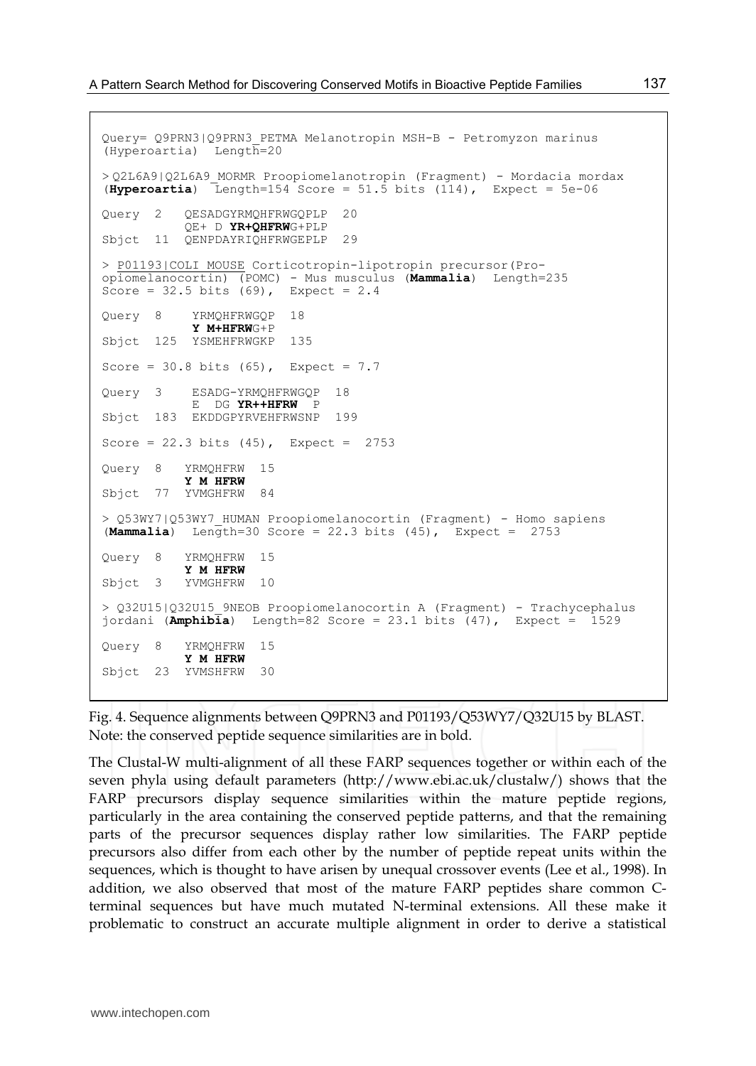```
Query= Q9PRN3|Q9PRN3_PETMA Melanotropin MSH-B - Petromyzon marinus
(Hyperoartia)  Length=20

> Q2L6A9|Q2L6A9_MORMR Proopiomelanotropin (Fragment) - Mordacia mordax
(Hyperoartia)  Length=154 Score = 51.5 bits (114),  Expect = 5e-06

Query  2   QESADGYRMQHFRWGQPLP  20
           QE+ D YR+QHFRWG+PLP
Sbjct  11  QENPDAYRIQHFRWGEPLP  29

> P01193|COLI_MOUSE Corticotropin-lipotropin precursor(Pro-
opiomelanocortin) (POMC) - Mus musculus (Mammalia)  Length=235
Score = 32.5 bits (69),  Expect = 2.4

Query  8    YRMQHFRWGQP  18
            Y M+HFRWG+P
Sbjct  125  YSMEHFRWGKP  135

Score = 30.8 bits (65),  Expect = 7.7

Query  3    ESADG-YRMQHFRWGQP  18
            E  DG YR++HFRW  P
Sbjct  183  EKDDGPYRVEHFRWSNP  199

Score = 22.3 bits (45),  Expect =  2753

Query  8   YRMQHFRW  15
           Y M HFRW
Sbjct  77  YVMGHFRW  84

> Q53WY7|Q53WY7_HUMAN Proopiomelanocortin (Fragment) - Homo sapiens
(Mammalia)  Length=30 Score = 22.3 bits (45),  Expect =  2753

Query  8   YRMQHFRW  15
           Y M HFRW
Sbjct  3   YVMGHFRW  10

> Q32U15|Q32U15_9NEOB Proopiomelanocortin A (Fragment) - Trachycephalus
jordani (Amphibia)  Length=82 Score = 23.1 bits (47),  Expect =  1529

Query  8   YRMQHFRW  15
           Y M HFRW
Sbjct  23  YVMSHFRW  30
```

Fig. 4. Sequence alignments between Q9PRN3 and P01193/Q53WY7/Q32U15 by BLAST. Note: the conserved peptide sequence similarities are in bold.

The Clustal-W multi-alignment of all these FARP sequences together or within each of the seven phyla using default parameters (http://www.ebi.ac.uk/clustalw/) shows that the FARP precursors display sequence similarities within the mature peptide regions, particularly in the area containing the conserved peptide patterns, and that the remaining parts of the precursor sequences display rather low similarities. The FARP peptide precursors also differ from each other by the number of peptide repeat units within the sequences, which is thought to have arisen by unequal crossover events (Lee et al., 1998). In addition, we also observed that most of the mature FARP peptides share common C-terminal sequences but have much mutated N-terminal extensions. All these make it problematic to construct an accurate multiple alignment in order to derive a statistical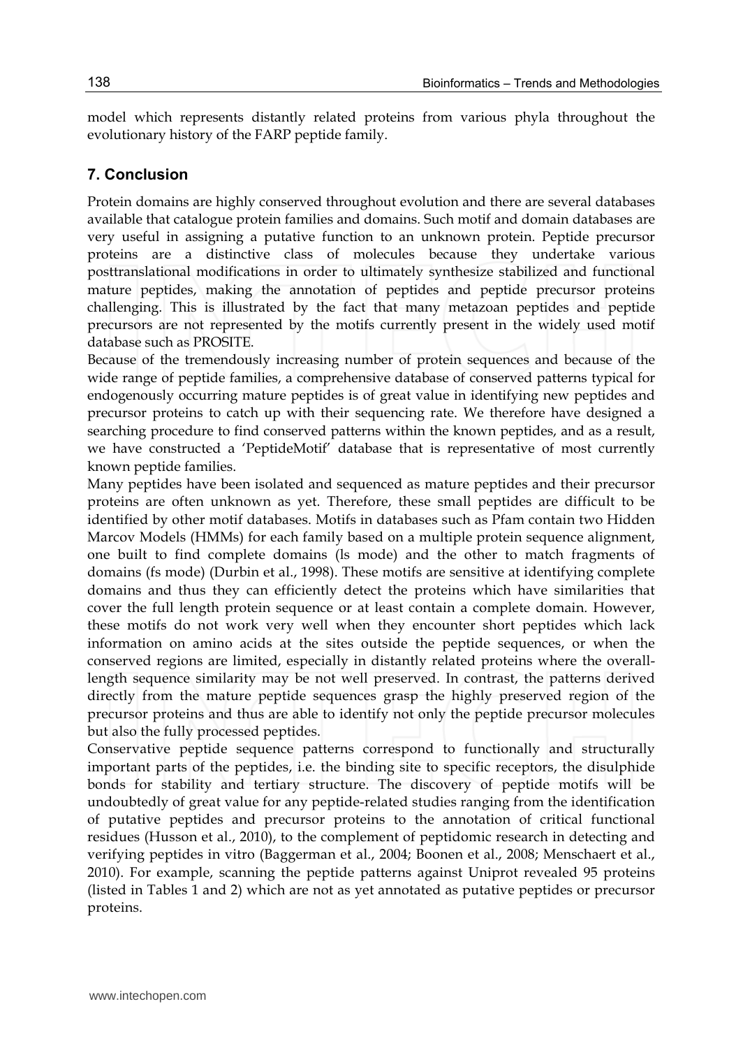model which represents distantly related proteins from various phyla throughout the evolutionary history of the FARP peptide family.

## 7. Conclusion

Protein domains are highly conserved throughout evolution and there are several databases available that catalogue protein families and domains. Such motif and domain databases are very useful in assigning a putative function to an unknown protein. Peptide precursor proteins are a distinctive class of molecules because they undertake various posttranslational modifications in order to ultimately synthesize stabilized and functional mature peptides, making the annotation of peptides and peptide precursor proteins challenging. This is illustrated by the fact that many metazoan peptides and peptide precursors are not represented by the motifs currently present in the widely used motif database such as PROSITE.

Because of the tremendously increasing number of protein sequences and because of the wide range of peptide families, a comprehensive database of conserved patterns typical for endogenously occurring mature peptides is of great value in identifying new peptides and precursor proteins to catch up with their sequencing rate. We therefore have designed a searching procedure to find conserved patterns within the known peptides, and as a result, we have constructed a 'PeptideMotif' database that is representative of most currently known peptide families.

Many peptides have been isolated and sequenced as mature peptides and their precursor proteins are often unknown as yet. Therefore, these small peptides are difficult to be identified by other motif databases. Motifs in databases such as Pfam contain two Hidden Marcov Models (HMMs) for each family based on a multiple protein sequence alignment, one built to find complete domains (ls mode) and the other to match fragments of domains (fs mode) (Durbin et al., 1998). These motifs are sensitive at identifying complete domains and thus they can efficiently detect the proteins which have similarities that cover the full length protein sequence or at least contain a complete domain. However, these motifs do not work very well when they encounter short peptides which lack information on amino acids at the sites outside the peptide sequences, or when the conserved regions are limited, especially in distantly related proteins where the overall-length sequence similarity may be not well preserved. In contrast, the patterns derived directly from the mature peptide sequences grasp the highly preserved region of the precursor proteins and thus are able to identify not only the peptide precursor molecules but also the fully processed peptides.

Conservative peptide sequence patterns correspond to functionally and structurally important parts of the peptides, i.e. the binding site to specific receptors, the disulphide bonds for stability and tertiary structure. The discovery of peptide motifs will be undoubtedly of great value for any peptide-related studies ranging from the identification of putative peptides and precursor proteins to the annotation of critical functional residues (Husson et al., 2010), to the complement of peptidomic research in detecting and verifying peptides in vitro (Baggerman et al., 2004; Boonen et al., 2008; Menschaert et al., 2010). For example, scanning the peptide patterns against Uniprot revealed 95 proteins (listed in Tables 1 and 2) which are not as yet annotated as putative peptides or precursor proteins.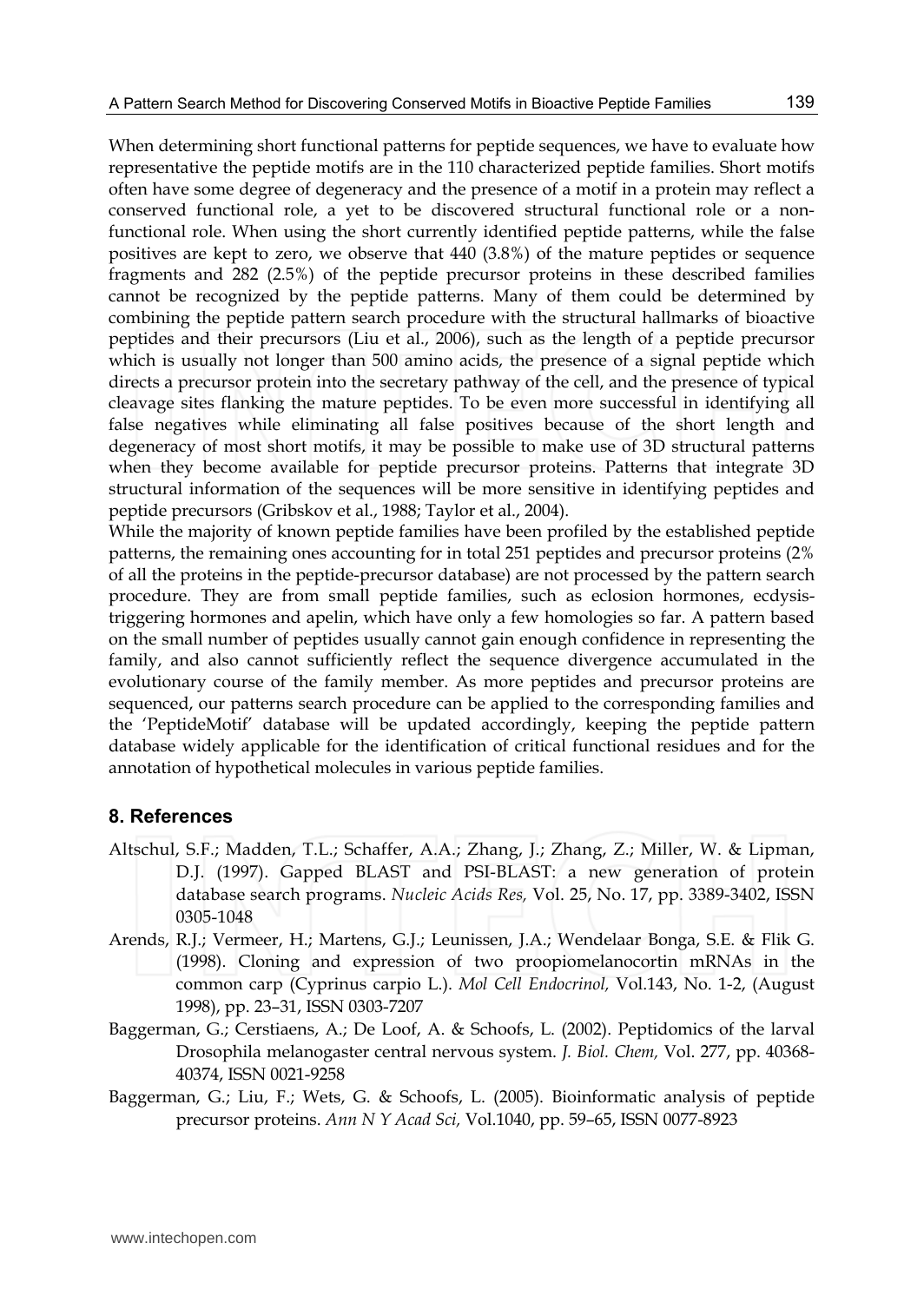When determining short functional patterns for peptide sequences, we have to evaluate how representative the peptide motifs are in the 110 characterized peptide families. Short motifs often have some degree of degeneracy and the presence of a motif in a protein may reflect a conserved functional role, a yet to be discovered structural functional role or a non-functional role. When using the short currently identified peptide patterns, while the false positives are kept to zero, we observe that 440 (3.8%) of the mature peptides or sequence fragments and 282 (2.5%) of the peptide precursor proteins in these described families cannot be recognized by the peptide patterns. Many of them could be determined by combining the peptide pattern search procedure with the structural hallmarks of bioactive peptides and their precursors (Liu et al., 2006), such as the length of a peptide precursor which is usually not longer than 500 amino acids, the presence of a signal peptide which directs a precursor protein into the secretary pathway of the cell, and the presence of typical cleavage sites flanking the mature peptides. To be even more successful in identifying all false negatives while eliminating all false positives because of the short length and degeneracy of most short motifs, it may be possible to make use of 3D structural patterns when they become available for peptide precursor proteins. Patterns that integrate 3D structural information of the sequences will be more sensitive in identifying peptides and peptide precursors (Gribskov et al., 1988; Taylor et al., 2004).

While the majority of known peptide families have been profiled by the established peptide patterns, the remaining ones accounting for in total 251 peptides and precursor proteins (2% of all the proteins in the peptide-precursor database) are not processed by the pattern search procedure. They are from small peptide families, such as eclosion hormones, ecdysis-triggering hormones and apelin, which have only a few homologies so far. A pattern based on the small number of peptides usually cannot gain enough confidence in representing the family, and also cannot sufficiently reflect the sequence divergence accumulated in the evolutionary course of the family member. As more peptides and precursor proteins are sequenced, our patterns search procedure can be applied to the corresponding families and the 'PeptideMotif' database will be updated accordingly, keeping the peptide pattern database widely applicable for the identification of critical functional residues and for the annotation of hypothetical molecules in various peptide families.

## 8. References

Altschul, S.F.; Madden, T.L.; Schaffer, A.A.; Zhang, J.; Zhang, Z.; Miller, W. & Lipman, D.J. (1997). Gapped BLAST and PSI-BLAST: a new generation of protein database search programs. *Nucleic Acids Res,* Vol. 25, No. 17, pp. 3389-3402, ISSN 0305-1048

Arends, R.J.; Vermeer, H.; Martens, G.J.; Leunissen, J.A.; Wendelaar Bonga, S.E. & Flik G. (1998). Cloning and expression of two proopiomelanocortin mRNAs in the common carp (Cyprinus carpio L.). *Mol Cell Endocrinol,* Vol.143, No. 1-2, (August 1998), pp. 23–31, ISSN 0303-7207

Baggerman, G.; Cerstiaens, A.; De Loof, A. & Schoofs, L. (2002). Peptidomics of the larval Drosophila melanogaster central nervous system. *J. Biol. Chem,* Vol. 277, pp. 40368-40374, ISSN 0021-9258

Baggerman, G.; Liu, F.; Wets, G. & Schoofs, L. (2005). Bioinformatic analysis of peptide precursor proteins. *Ann N Y Acad Sci,* Vol.1040, pp. 59–65, ISSN 0077-8923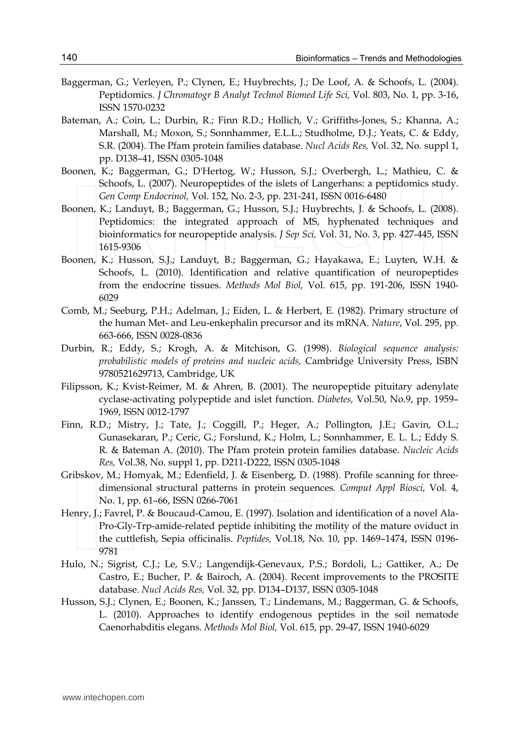Baggerman, G.; Verleyen, P.; Clynen, E.; Huybrechts, J.; De Loof, A. & Schoofs, L. (2004). Peptidomics. *J Chromatogr B Analyt Technol Biomed Life Sci,* Vol. 803, No. 1, pp. 3-16, ISSN 1570-0232

Bateman, A.; Coin, L.; Durbin, R.; Finn R.D.; Hollich, V.; Griffiths-Jones, S.; Khanna, A.; Marshall, M.; Moxon, S.; Sonnhammer, E.L.L.; Studholme, D.J.; Yeats, C. & Eddy, S.R. (2004). The Pfam protein families database. *Nucl Acids Res,* Vol. 32, No. suppl 1, pp. D138–41, ISSN 0305-1048

Boonen, K.; Baggerman, G.; D'Hertog, W.; Husson, S.J.; Overbergh, L.; Mathieu, C. & Schoofs, L. (2007). Neuropeptides of the islets of Langerhans: a peptidomics study. *Gen Comp Endocrinol,* Vol. 152, No. 2-3, pp. 231-241, ISSN 0016-6480

Boonen, K.; Landuyt, B.; Baggerman, G.; Husson, S.J.; Huybrechts, J. & Schoofs, L. (2008). Peptidomics: the integrated approach of MS, hyphenated techniques and bioinformatics for neuropeptide analysis. *J Sep Sci,* Vol. 31, No. 3, pp. 427-445, ISSN 1615-9306

Boonen, K.; Husson, S.J.; Landuyt, B.; Baggerman, G.; Hayakawa, E.; Luyten, W.H. & Schoofs, L. (2010). Identification and relative quantification of neuropeptides from the endocrine tissues. *Methods Mol Biol,* Vol. 615, pp. 191-206, ISSN 1940-6029

Comb, M.; Seeburg, P.H.; Adelman, J.; Eiden, L. & Herbert, E. (1982). Primary structure of the human Met- and Leu-enkephalin precursor and its mRNA. *Nature*, Vol. 295, pp. 663-666, ISSN 0028-0836

Durbin, R.; Eddy, S.; Krogh, A. & Mitchison, G. (1998). *Biological sequence analysis: probabilistic models of proteins and nucleic acids,* Cambridge University Press, ISBN 9780521629713, Cambridge, UK

Filipsson, K.; Kvist-Reimer, M. & Ahren, B. (2001). The neuropeptide pituitary adenylate cyclase-activating polypeptide and islet function. *Diabetes,* Vol.50, No.9, pp. 1959–1969, ISSN 0012-1797

Finn, R.D.; Mistry, J.; Tate, J.; Coggill, P.; Heger, A.; Pollington, J.E.; Gavin, O.L.; Gunasekaran, P.; Ceric, G.; Forslund, K.; Holm, L.; Sonnhammer, E. L. L.; Eddy S. R. & Bateman A. (2010). The Pfam protein protein families database. *Nucleic Acids Res,* Vol.38, No. suppl 1, pp. D211-D222, ISSN 0305-1048

Gribskov, M.; Homyak, M.; Edenfield, J. & Eisenberg, D. (1988). Profile scanning for three-dimensional structural patterns in protein sequences. *Comput Appl Biosci,* Vol. 4, No. 1, pp. 61–66, ISSN 0266-7061

Henry, J.; Favrel, P. & Boucaud-Camou, E. (1997). Isolation and identification of a novel Ala-Pro-Gly-Trp-amide-related peptide inhibiting the motility of the mature oviduct in the cuttlefish, Sepia officinalis. *Peptides,* Vol.18, No. 10, pp. 1469–1474, ISSN 0196-9781

Hulo, N.; Sigrist, C.J.; Le, S.V.; Langendijk-Genevaux, P.S.; Bordoli, L.; Gattiker, A.; De Castro, E.; Bucher, P. & Bairoch, A. (2004). Recent improvements to the PROSITE database. *Nucl Acids Res,* Vol. 32, pp. D134–D137, ISSN 0305-1048

Husson, S.J.; Clynen, E.; Boonen, K.; Janssen, T.; Lindemans, M.; Baggerman, G. & Schoofs, L. (2010). Approaches to identify endogenous peptides in the soil nematode Caenorhabditis elegans. *Methods Mol Biol,* Vol. 615, pp. 29-47, ISSN 1940-6029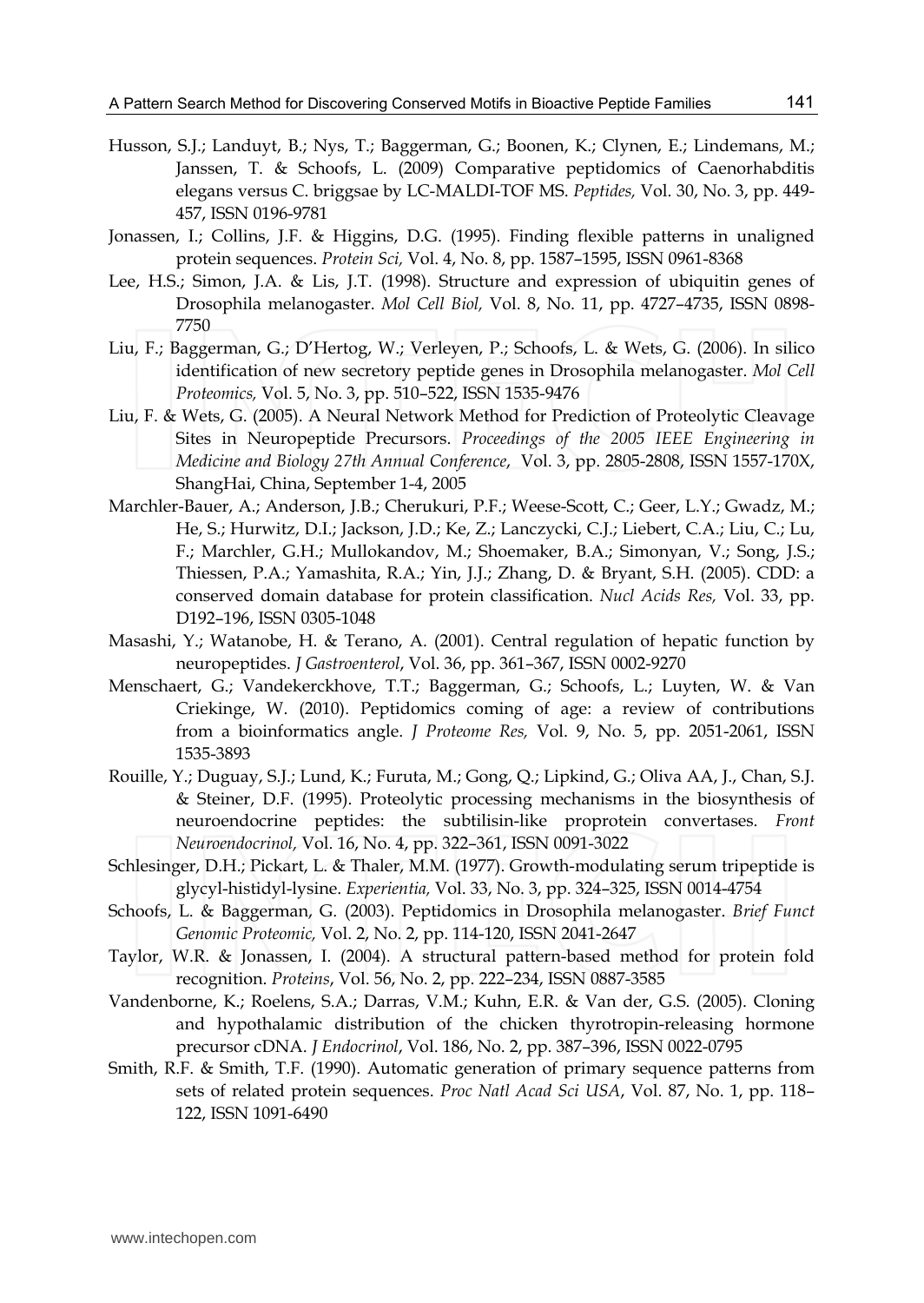Husson, S.J.; Landuyt, B.; Nys, T.; Baggerman, G.; Boonen, K.; Clynen, E.; Lindemans, M.; Janssen, T. & Schoofs, L. (2009) Comparative peptidomics of Caenorhabditis elegans versus C. briggsae by LC-MALDI-TOF MS. *Peptides,* Vol. 30, No. 3, pp. 449-457, ISSN 0196-9781

Jonassen, I.; Collins, J.F. & Higgins, D.G. (1995). Finding flexible patterns in unaligned protein sequences. *Protein Sci,* Vol. 4, No. 8, pp. 1587–1595, ISSN 0961-8368

Lee, H.S.; Simon, J.A. & Lis, J.T. (1998). Structure and expression of ubiquitin genes of Drosophila melanogaster. *Mol Cell Biol,* Vol. 8, No. 11, pp. 4727–4735, ISSN 0898-7750

Liu, F.; Baggerman, G.; D'Hertog, W.; Verleyen, P.; Schoofs, L. & Wets, G. (2006). In silico identification of new secretory peptide genes in Drosophila melanogaster. *Mol Cell Proteomics,* Vol. 5, No. 3, pp. 510–522, ISSN 1535-9476

Liu, F. & Wets, G. (2005). A Neural Network Method for Prediction of Proteolytic Cleavage Sites in Neuropeptide Precursors. *Proceedings of the 2005 IEEE Engineering in Medicine and Biology 27th Annual Conference,* Vol. 3, pp. 2805-2808, ISSN 1557-170X, ShangHai, China, September 1-4, 2005

Marchler-Bauer, A.; Anderson, J.B.; Cherukuri, P.F.; Weese-Scott, C.; Geer, L.Y.; Gwadz, M.; He, S.; Hurwitz, D.I.; Jackson, J.D.; Ke, Z.; Lanczycki, C.J.; Liebert, C.A.; Liu, C.; Lu, F.; Marchler, G.H.; Mullokandov, M.; Shoemaker, B.A.; Simonyan, V.; Song, J.S.; Thiessen, P.A.; Yamashita, R.A.; Yin, J.J.; Zhang, D. & Bryant, S.H. (2005). CDD: a conserved domain database for protein classification. *Nucl Acids Res,* Vol. 33, pp. D192–196, ISSN 0305-1048

Masashi, Y.; Watanobe, H. & Terano, A. (2001). Central regulation of hepatic function by neuropeptides. *J Gastroenterol*, Vol. 36, pp. 361–367, ISSN 0002-9270

Menschaert, G.; Vandekerckhove, T.T.; Baggerman, G.; Schoofs, L.; Luyten, W. & Van Criekinge, W. (2010). Peptidomics coming of age: a review of contributions from a bioinformatics angle. *J Proteome Res,* Vol. 9, No. 5, pp. 2051-2061, ISSN 1535-3893

Rouille, Y.; Duguay, S.J.; Lund, K.; Furuta, M.; Gong, Q.; Lipkind, G.; Oliva AA, J., Chan, S.J. & Steiner, D.F. (1995). Proteolytic processing mechanisms in the biosynthesis of neuroendocrine peptides: the subtilisin-like proprotein convertases. *Front Neuroendocrinol,* Vol. 16, No. 4, pp. 322–361, ISSN 0091-3022

Schlesinger, D.H.; Pickart, L. & Thaler, M.M. (1977). Growth-modulating serum tripeptide is glycyl-histidyl-lysine. *Experientia,* Vol. 33, No. 3, pp. 324–325, ISSN 0014-4754

Schoofs, L. & Baggerman, G. (2003). Peptidomics in Drosophila melanogaster. *Brief Funct Genomic Proteomic,* Vol. 2, No. 2, pp. 114-120, ISSN 2041-2647

Taylor, W.R. & Jonassen, I. (2004). A structural pattern-based method for protein fold recognition. *Proteins*, Vol. 56, No. 2, pp. 222–234, ISSN 0887-3585

Vandenborne, K.; Roelens, S.A.; Darras, V.M.; Kuhn, E.R. & Van der, G.S. (2005). Cloning and hypothalamic distribution of the chicken thyrotropin-releasing hormone precursor cDNA. *J Endocrinol*, Vol. 186, No. 2, pp. 387–396, ISSN 0022-0795

Smith, R.F. & Smith, T.F. (1990). Automatic generation of primary sequence patterns from sets of related protein sequences. *Proc Natl Acad Sci USA*, Vol. 87, No. 1, pp. 118–122, ISSN 1091-6490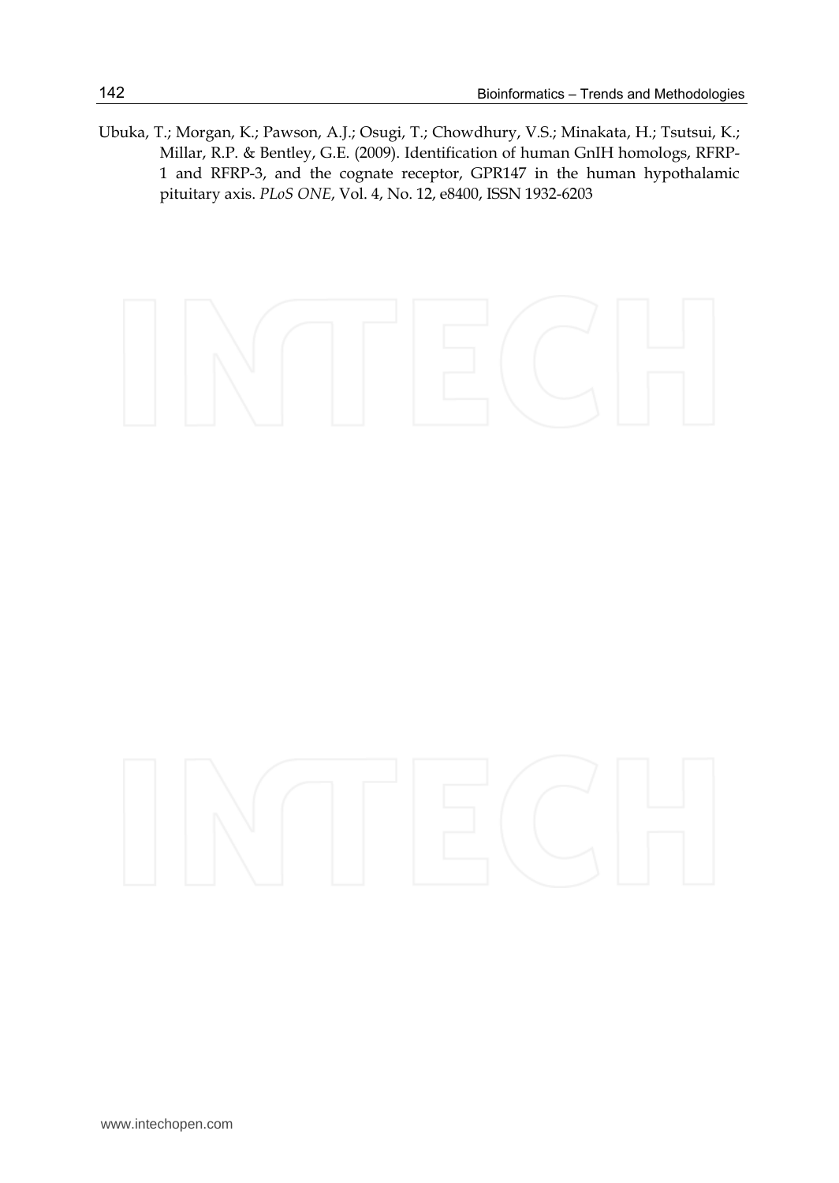Ubuka, T.; Morgan, K.; Pawson, A.J.; Osugi, T.; Chowdhury, V.S.; Minakata, H.; Tsutsui, K.; Millar, R.P. & Bentley, G.E. (2009). Identification of human GnIH homologs, RFRP-1 and RFRP-3, and the cognate receptor, GPR147 in the human hypothalamic pituitary axis. *PLoS ONE*, Vol. 4, No. 12, e8400, ISSN 1932-6203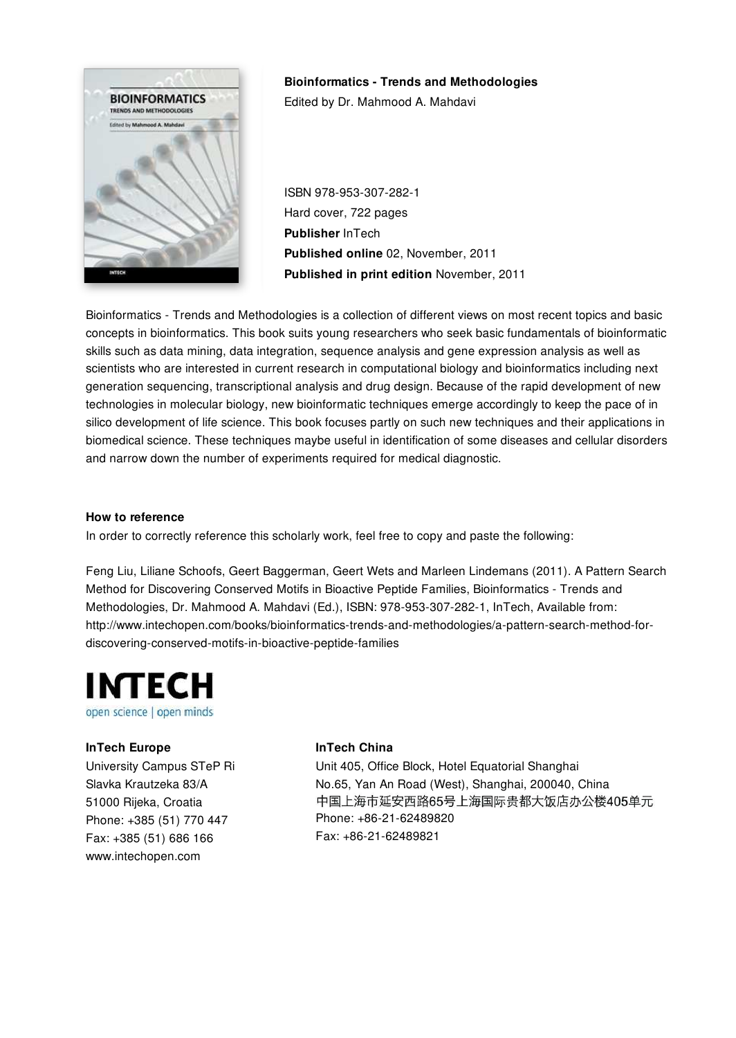**Bioinformatics - Trends and Methodologies**
Edited by Dr. Mahmood A. Mahdavi

ISBN 978-953-307-282-1
Hard cover, 722 pages
**Publisher** InTech
**Published online** 02, November, 2011
**Published in print edition** November, 2011

Bioinformatics - Trends and Methodologies is a collection of different views on most recent topics and basic concepts in bioinformatics. This book suits young researchers who seek basic fundamentals of bioinformatic skills such as data mining, data integration, sequence analysis and gene expression analysis as well as scientists who are interested in current research in computational biology and bioinformatics including next generation sequencing, transcriptional analysis and drug design. Because of the rapid development of new technologies in molecular biology, new bioinformatic techniques emerge accordingly to keep the pace of in silico development of life science. This book focuses partly on such new techniques and their applications in biomedical science. These techniques maybe useful in identification of some diseases and cellular disorders and narrow down the number of experiments required for medical diagnostic.

**How to reference**

In order to correctly reference this scholarly work, feel free to copy and paste the following:

Feng Liu, Liliane Schoofs, Geert Baggerman, Geert Wets and Marleen Lindemans (2011). A Pattern Search Method for Discovering Conserved Motifs in Bioactive Peptide Families, Bioinformatics - Trends and Methodologies, Dr. Mahmood A. Mahdavi (Ed.), ISBN: 978-953-307-282-1, InTech, Available from: http://www.intechopen.com/books/bioinformatics-trends-and-methodologies/a-pattern-search-method-for-discovering-conserved-motifs-in-bioactive-peptide-families

INTECH
open science | open minds

**InTech Europe**
University Campus STeP Ri
Slavka Krautzeka 83/A
51000 Rijeka, Croatia
Phone: +385 (51) 770 447
Fax: +385 (51) 686 166
www.intechopen.com

**InTech China**
Unit 405, Office Block, Hotel Equatorial Shanghai
No.65, Yan An Road (West), Shanghai, 200040, China
中国上海市延安西路65号上海国际贵都大饭店办公楼405单元
Phone: +86-21-62489820
Fax: +86-21-62489821